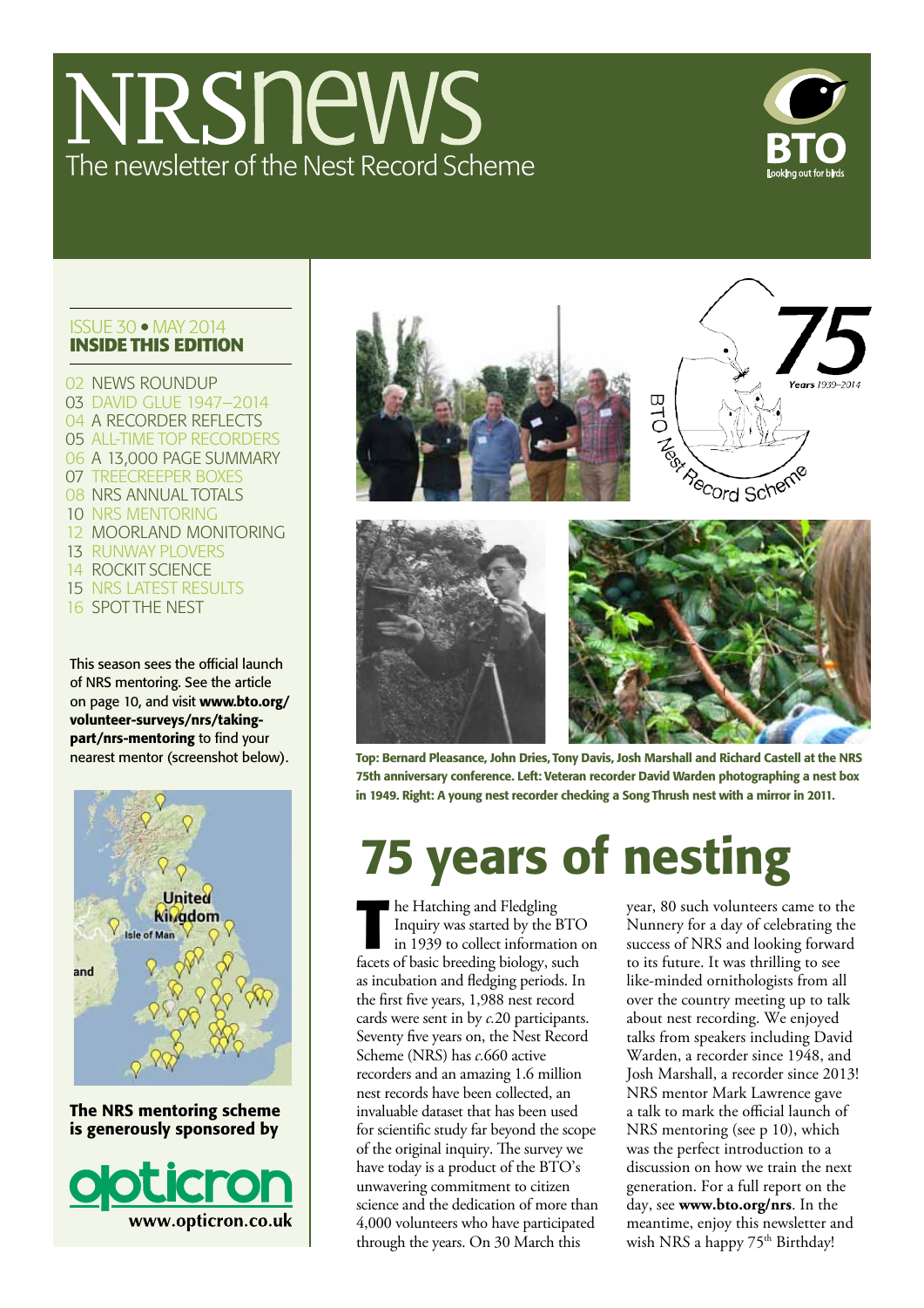# NRSnews

The newsletter of the Nest Record Scheme

ISSUE 30 • MAY 2014

**INSIDE THIS EDITION**

- 02 NEWS ROUNDUP
- 03 DAVID GLUE 1947–2014
- 04 A RECORDER REFLECTS
- 05 ALL-TIME TOP RECORDERS
- 06 A 13,000 PAGE SUMMARY
- 07 TREECREEPER BOXES
- 08 NRS ANNUAL TOTALS
- 10 NRS MENTORING
- 12 MOORLAND MONITORING
- 13 RUNWAY PLOVERS
- 14 ROCKIT SCIENCE
- 15 NRS LATEST RESULTS
- 16 SPOT THE NEST

This season sees the official launch of NRS mentoring. See the article on page 10, and visit **www.bto.org/volunteer-surveys/nrs/taking-part/nrs-mentoring** to find your nearest mentor (screenshot below).

**The NRS mentoring scheme is generously sponsored by**

opticron www.opticron.co.uk

**Top: Bernard Pleasance, John Dries, Tony Davis, Josh Marshall and Richard Castell at the NRS 75th anniversary conference. Left: Veteran recorder David Warden photographing a nest box in 1949. Right: A young nest recorder checking a Song Thrush nest with a mirror in 2011.**

# 75 years of nesting

The Hatching and Fledgling Inquiry was started by the BTO in 1939 to collect information on facets of basic breeding biology, such as incubation and fledging periods. In the first five years, 1,988 nest record cards were sent in by *c.*20 participants. Seventy five years on, the Nest Record Scheme (NRS) has *c.*660 active recorders and an amazing 1.6 million nest records have been collected, an invaluable dataset that has been used for scientific study far beyond the scope of the original inquiry. The survey we have today is a product of the BTO's unwavering commitment to citizen science and the dedication of more than 4,000 volunteers who have participated through the years. On 30 March this year, 80 such volunteers came to the Nunnery for a day of celebrating the success of NRS and looking forward to its future. It was thrilling to see like-minded ornithologists from all over the country meeting up to talk about nest recording. We enjoyed talks from speakers including David Warden, a recorder since 1948, and Josh Marshall, a recorder since 2013! NRS mentor Mark Lawrence gave a talk to mark the official launch of NRS mentoring (see p 10), which was the perfect introduction to a discussion on how we train the next generation. For a full report on the day, see **www.bto.org/nrs**. In the meantime, enjoy this newsletter and wish NRS a happy 75th Birthday!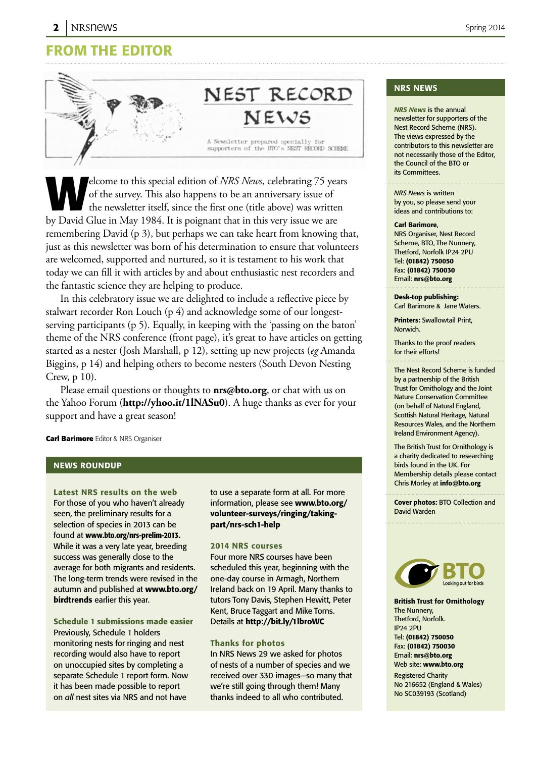## FROM THE EDITOR

NEST RECORD NEWS

A Newsletter prepared specially for supporters of the BTO's NEST RECORD SCHEME

Welcome to this special edition of *NRS News*, celebrating 75 years of the survey. This also happens to be an anniversary issue of the newsletter itself, since the first one (title above) was written by David Glue in May 1984. It is poignant that in this very issue we are remembering David (p 3), but perhaps we can take heart from knowing that, just as this newsletter was born of his determination to ensure that volunteers are welcomed, supported and nurtured, so it is testament to his work that today we can fill it with articles by and about enthusiastic nest recorders and the fantastic science they are helping to produce.

In this celebratory issue we are delighted to include a reflective piece by stalwart recorder Ron Louch (p 4) and acknowledge some of our longest-serving participants (p 5). Equally, in keeping with the 'passing on the baton' theme of the NRS conference (front page), it's great to have articles on getting started as a nester (Josh Marshall, p 12), setting up new projects (*eg* Amanda Biggins, p 14) and helping others to become nesters (South Devon Nesting Crew, p 10).

Please email questions or thoughts to **nrs@bto.org**, or chat with us on the Yahoo Forum (**http://yhoo.it/1lNASu0**). A huge thanks as ever for your support and have a great season!

**Carl Barimore** Editor & NRS Organiser

## NEWS ROUNDUP

### Latest NRS results on the web

For those of you who haven't already seen, the preliminary results for a selection of species in 2013 can be found at **www.bto.org/nrs-prelim-2013.** While it was a very late year, breeding success was generally close to the average for both migrants and residents. The long-term trends were revised in the autumn and published at **www.bto.org/birdtrends** earlier this year.

### Schedule 1 submissions made easier

Previously, Schedule 1 holders monitoring nests for ringing and nest recording would also have to report on unoccupied sites by completing a separate Schedule 1 report form. Now it has been made possible to report on *all* nest sites via NRS and not have to use a separate form at all. For more information, please see **www.bto.org/volunteer-surveys/ringing/taking-part/nrs-sch1-help**

### 2014 NRS courses

Four more NRS courses have been scheduled this year, beginning with the one-day course in Armagh, Northern Ireland back on 19 April. Many thanks to tutors Tony Davis, Stephen Hewitt, Peter Kent, Bruce Taggart and Mike Toms. Details at **http://bit.ly/1lbroWC**

### Thanks for photos

In NRS News 29 we asked for photos of nests of a number of species and we received over 330 images—so many that we're still going through them! Many thanks indeed to all who contributed.

## NRS NEWS

*NRS News* is the annual newsletter for supporters of the Nest Record Scheme (NRS). The views expressed by the contributors to this newsletter are not necessarily those of the Editor, the Council of the BTO or its Committees.

*NRS News* is written by you, so please send your ideas and contributions to:

**Carl Barimore**,
NRS Organiser, Nest Record Scheme, BTO, The Nunnery, Thetford, Norfolk IP24 2PU
Tel: **(01842) 750050**
Fax: **(01842) 750030**
Email: **nrs@bto.org**

**Desk-top publishing:** Carl Barimore & Jane Waters.

**Printers:** Swallowtail Print, Norwich.

Thanks to the proof readers for their efforts!

The Nest Record Scheme is funded by a partnership of the British Trust for Ornithology and the Joint Nature Conservation Committee (on behalf of Natural England, Scottish Natural Heritage, Natural Resources Wales, and the Northern Ireland Environment Agency).

The British Trust for Ornithology is a charity dedicated to researching birds found in the UK. For Membership details please contact Chris Morley at **info@bto.org**

**Cover photos:** BTO Collection and David Warden

BTO Looking out for birds

**British Trust for Ornithology**
The Nunnery,
Thetford, Norfolk.
IP24 2PU
Tel: **(01842) 750050**
Fax: **(01842) 750030**
Email: **nrs@bto.org**
Web site: **www.bto.org**

Registered Charity
No 216652 (England & Wales)
No SC039193 (Scotland)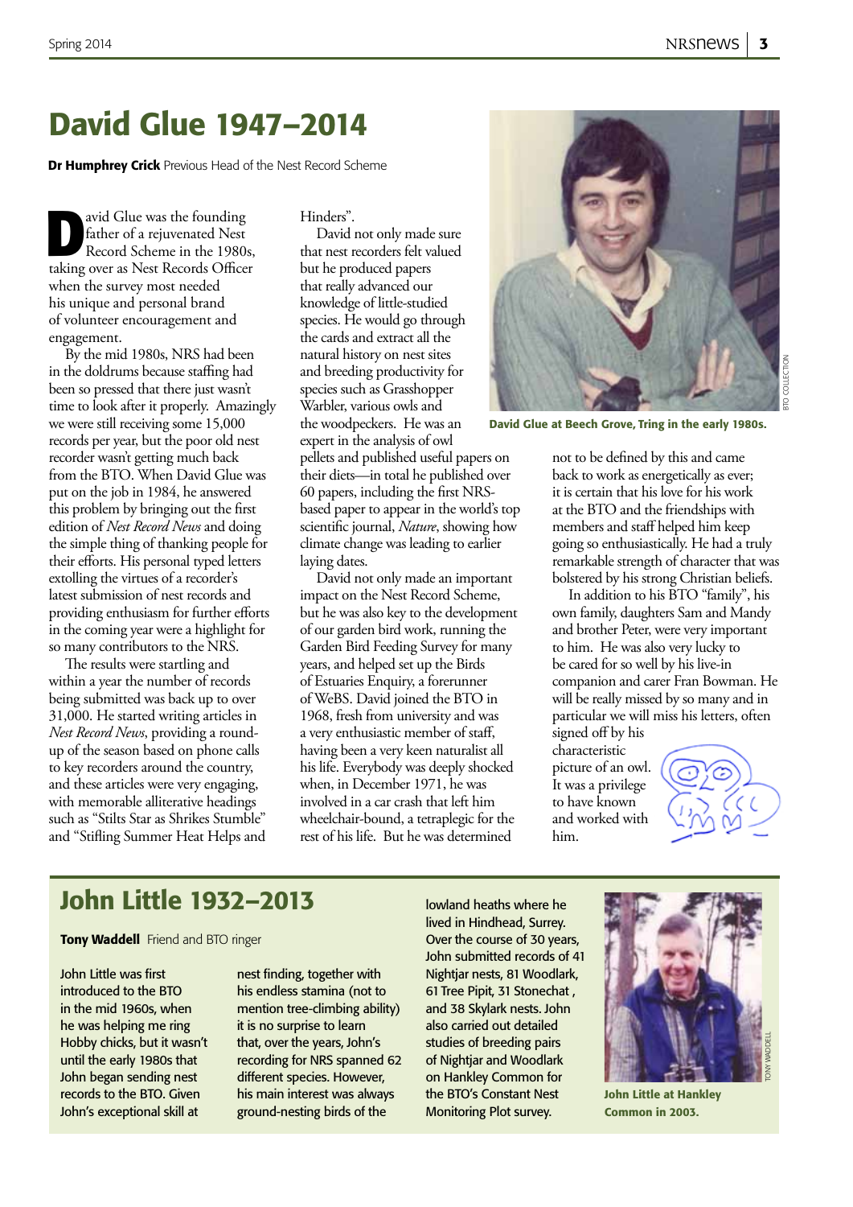# David Glue 1947–2014

**Dr Humphrey Crick** Previous Head of the Nest Record Scheme

David Glue was the founding father of a rejuvenated Nest Record Scheme in the 1980s, taking over as Nest Records Officer when the survey most needed his unique and personal brand of volunteer encouragement and engagement.

By the mid 1980s, NRS had been in the doldrums because staffing had been so pressed that there just wasn't time to look after it properly. Amazingly we were still receiving some 15,000 records per year, but the poor old nest recorder wasn't getting much back from the BTO. When David Glue was put on the job in 1984, he answered this problem by bringing out the first edition of *Nest Record News* and doing the simple thing of thanking people for their efforts. His personal typed letters extolling the virtues of a recorder's latest submission of nest records and providing enthusiasm for further efforts in the coming year were a highlight for so many contributors to the NRS.

The results were startling and within a year the number of records being submitted was back up to over 31,000. He started writing articles in *Nest Record News*, providing a round-up of the season based on phone calls to key recorders around the country, and these articles were very engaging, with memorable alliterative headings such as "Stilts Star as Shrikes Stumble" and "Stifling Summer Heat Helps and Hinders".

David not only made sure that nest recorders felt valued but he produced papers that really advanced our knowledge of little-studied species. He would go through the cards and extract all the natural history on nest sites and breeding productivity for species such as Grasshopper Warbler, various owls and the woodpeckers. He was an expert in the analysis of owl pellets and published useful papers on their diets—in total he published over 60 papers, including the first NRS-based paper to appear in the world's top scientific journal, *Nature*, showing how climate change was leading to earlier laying dates.

David not only made an important impact on the Nest Record Scheme, but he was also key to the development of our garden bird work, running the Garden Bird Feeding Survey for many years, and helped set up the Birds of Estuaries Enquiry, a forerunner of WeBS. David joined the BTO in 1968, fresh from university and was a very enthusiastic member of staff, having been a very keen naturalist all his life. Everybody was deeply shocked when, in December 1971, he was involved in a car crash that left him wheelchair-bound, a tetraplegic for the rest of his life. But he was determined not to be defined by this and came back to work as energetically as ever; it is certain that his love for his work at the BTO and the friendships with members and staff helped him keep going so enthusiastically. He had a truly remarkable strength of character that was bolstered by his strong Christian beliefs.

In addition to his BTO "family", his own family, daughters Sam and Mandy and brother Peter, were very important to him. He was also very lucky to be cared for so well by his live-in companion and carer Fran Bowman. He will be really missed by so many and in particular we will miss his letters, often signed off by his characteristic picture of an owl. It was a privilege to have known and worked with him.

David Glue at Beech Grove, Tring in the early 1980s.

# John Little 1932–2013

**Tony Waddell** Friend and BTO ringer

John Little was first introduced to the BTO in the mid 1960s, when he was helping me ring Hobby chicks, but it wasn't until the early 1980s that John began sending nest records to the BTO. Given John's exceptional skill at nest finding, together with his endless stamina (not to mention tree-climbing ability) it is no surprise to learn that, over the years, John's recording for NRS spanned 62 different species. However, his main interest was always ground-nesting birds of the lowland heaths where he lived in Hindhead, Surrey. Over the course of 30 years, John submitted records of 41 Nightjar nests, 81 Woodlark, 61 Tree Pipit, 31 Stonechat, and 38 Skylark nests. John also carried out detailed studies of breeding pairs of Nightjar and Woodlark on Hankley Common for the BTO's Constant Nest Monitoring Plot survey.

John Little at Hankley Common in 2003.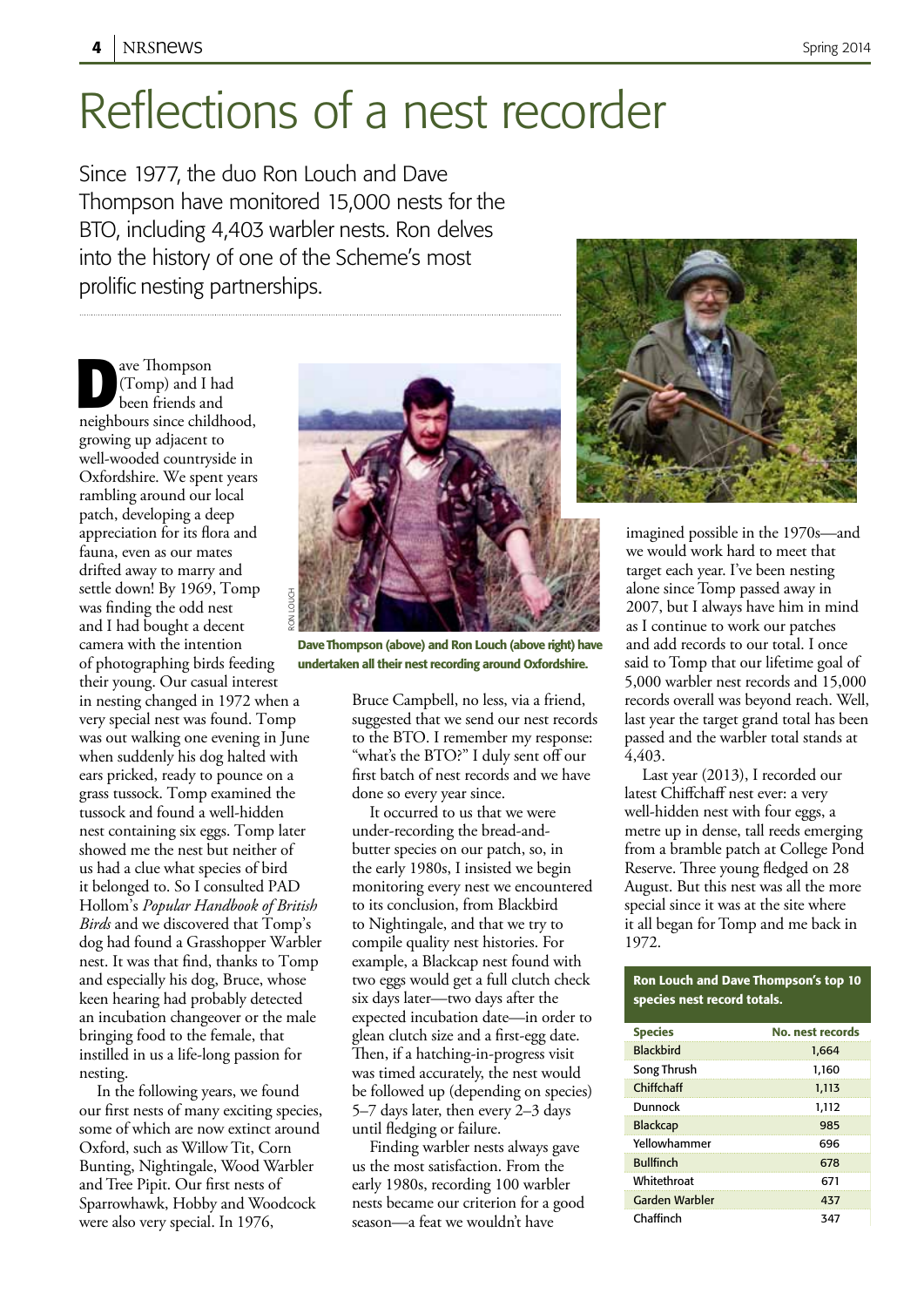# Reflections of a nest recorder

Since 1977, the duo Ron Louch and Dave Thompson have monitored 15,000 nests for the BTO, including 4,403 warbler nests. Ron delves into the history of one of the Scheme's most prolific nesting partnerships.

Dave Thompson (Tomp) and I had been friends and neighbours since childhood, growing up adjacent to well-wooded countryside in Oxfordshire. We spent years rambling around our local patch, developing a deep appreciation for its flora and fauna, even as our mates drifted away to marry and settle down! By 1969, Tomp was finding the odd nest and I had bought a decent camera with the intention of photographing birds feeding their young. Our casual interest in nesting changed in 1972 when a very special nest was found. Tomp was out walking one evening in June when suddenly his dog halted with ears pricked, ready to pounce on a grass tussock. Tomp examined the tussock and found a well-hidden nest containing six eggs. Tomp later showed me the nest but neither of us had a clue what species of bird it belonged to. So I consulted PAD Hollom's *Popular Handbook of British Birds* and we discovered that Tomp's dog had found a Grasshopper Warbler nest. It was that find, thanks to Tomp and especially his dog, Bruce, whose keen hearing had probably detected an incubation changeover or the male bringing food to the female, that instilled in us a life-long passion for nesting.

In the following years, we found our first nests of many exciting species, some of which are now extinct around Oxford, such as Willow Tit, Corn Bunting, Nightingale, Wood Warbler and Tree Pipit. Our first nests of Sparrowhawk, Hobby and Woodcock were also very special. In 1976, Bruce Campbell, no less, via a friend, suggested that we send our nest records to the BTO. I remember my response: "what's the BTO?" I duly sent off our first batch of nest records and we have done so every year since.

**Dave Thompson (above) and Ron Louch (above right) have undertaken all their nest recording around Oxfordshire.**

It occurred to us that we were under-recording the bread-and-butter species on our patch, so, in the early 1980s, I insisted we begin monitoring every nest we encountered to its conclusion, from Blackbird to Nightingale, and that we try to compile quality nest histories. For example, a Blackcap nest found with two eggs would get a full clutch check six days later—two days after the expected incubation date—in order to glean clutch size and a first-egg date. Then, if a hatching-in-progress visit was timed accurately, the nest would be followed up (depending on species) 5–7 days later, then every 2–3 days until fledging or failure.

Finding warbler nests always gave us the most satisfaction. From the early 1980s, recording 100 warbler nests became our criterion for a good season—a feat we wouldn't have imagined possible in the 1970s—and we would work hard to meet that target each year. I've been nesting alone since Tomp passed away in 2007, but I always have him in mind as I continue to work our patches and add records to our total. I once said to Tomp that our lifetime goal of 5,000 warbler nest records and 15,000 records overall was beyond reach. Well, last year the target grand total has been passed and the warbler total stands at 4,403.

Last year (2013), I recorded our latest Chiffchaff nest ever: a very well-hidden nest with four eggs, a metre up in dense, tall reeds emerging from a bramble patch at College Pond Reserve. Three young fledged on 28 August. But this nest was all the more special since it was at the site where it all began for Tomp and me back in 1972.

**Ron Louch and Dave Thompson's top 10 species nest record totals.**

| Species | No. nest records |
|---|---|
| Blackbird | 1,664 |
| Song Thrush | 1,160 |
| Chiffchaff | 1,113 |
| Dunnock | 1,112 |
| Blackcap | 985 |
| Yellowhammer | 696 |
| Bullfinch | 678 |
| Whitethroat | 671 |
| Garden Warbler | 437 |
| Chaffinch | 347 |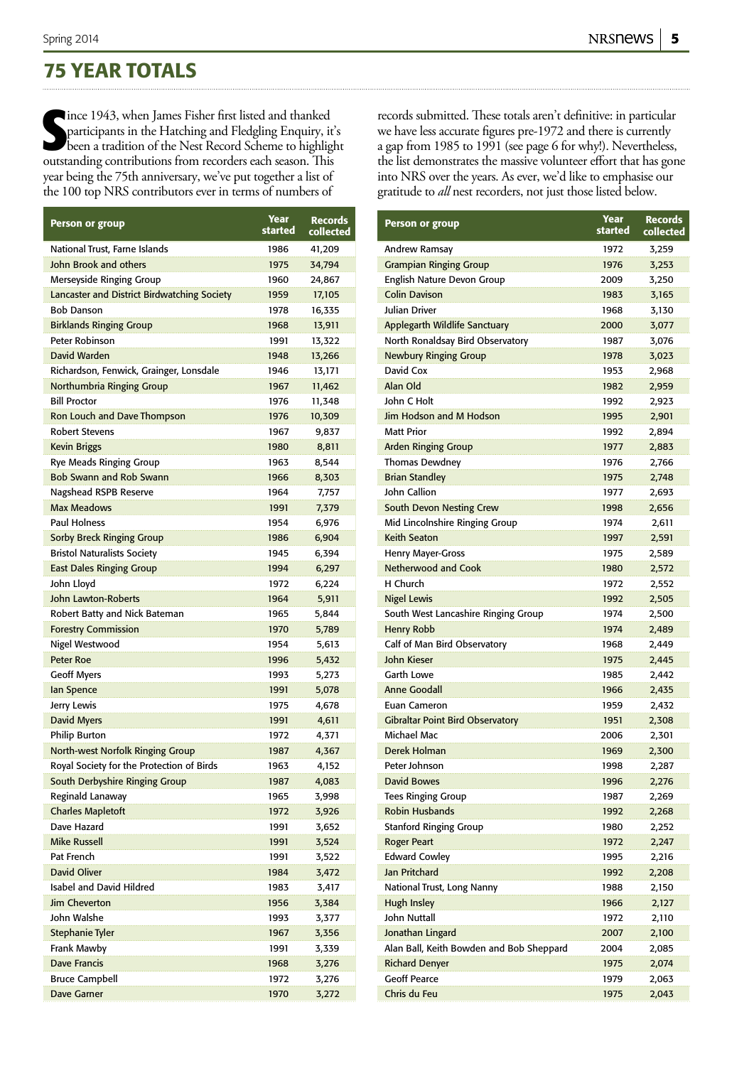# 75 YEAR TOTALS

Since 1943, when James Fisher first listed and thanked participants in the Hatching and Fledgling Enquiry, it's been a tradition of the Nest Record Scheme to highlight outstanding contributions from recorders each season. This year being the 75th anniversary, we've put together a list of the 100 top NRS contributors ever in terms of numbers of records submitted. These totals aren't definitive: in particular we have less accurate figures pre-1972 and there is currently a gap from 1985 to 1991 (see page 6 for why!). Nevertheless, the list demonstrates the massive volunteer effort that has gone into NRS over the years. As ever, we'd like to emphasise our gratitude to *all* nest recorders, not just those listed below.

| Person or group | Year started | Records collected |
|---|---|---|
| National Trust, Farne Islands | 1986 | 41,209 |
| John Brook and others | 1975 | 34,794 |
| Merseyside Ringing Group | 1960 | 24,867 |
| Lancaster and District Birdwatching Society | 1959 | 17,105 |
| Bob Danson | 1978 | 16,335 |
| Birklands Ringing Group | 1968 | 13,911 |
| Peter Robinson | 1991 | 13,322 |
| David Warden | 1948 | 13,266 |
| Richardson, Fenwick, Grainger, Lonsdale | 1946 | 13,171 |
| Northumbria Ringing Group | 1967 | 11,462 |
| Bill Proctor | 1976 | 11,348 |
| Ron Louch and Dave Thompson | 1976 | 10,309 |
| Robert Stevens | 1967 | 9,837 |
| Kevin Briggs | 1980 | 8,811 |
| Rye Meads Ringing Group | 1963 | 8,544 |
| Bob Swann and Rob Swann | 1966 | 8,303 |
| Nagshead RSPB Reserve | 1964 | 7,757 |
| Max Meadows | 1991 | 7,379 |
| Paul Holness | 1954 | 6,976 |
| Sorby Breck Ringing Group | 1986 | 6,904 |
| Bristol Naturalists Society | 1945 | 6,394 |
| East Dales Ringing Group | 1994 | 6,297 |
| John Lloyd | 1972 | 6,224 |
| John Lawton-Roberts | 1964 | 5,911 |
| Robert Batty and Nick Bateman | 1965 | 5,844 |
| Forestry Commission | 1970 | 5,789 |
| Nigel Westwood | 1954 | 5,613 |
| Peter Roe | 1996 | 5,432 |
| Geoff Myers | 1993 | 5,273 |
| Ian Spence | 1991 | 5,078 |
| Jerry Lewis | 1975 | 4,678 |
| David Myers | 1991 | 4,611 |
| Philip Burton | 1972 | 4,371 |
| North-west Norfolk Ringing Group | 1987 | 4,367 |
| Royal Society for the Protection of Birds | 1963 | 4,152 |
| South Derbyshire Ringing Group | 1987 | 4,083 |
| Reginald Lanaway | 1965 | 3,998 |
| Charles Mapletoft | 1972 | 3,926 |
| Dave Hazard | 1991 | 3,652 |
| Mike Russell | 1991 | 3,524 |
| Pat French | 1991 | 3,522 |
| David Oliver | 1984 | 3,472 |
| Isabel and David Hildred | 1983 | 3,417 |
| Jim Cheverton | 1956 | 3,384 |
| John Walshe | 1993 | 3,377 |
| Stephanie Tyler | 1967 | 3,356 |
| Frank Mawby | 1991 | 3,339 |
| Dave Francis | 1968 | 3,276 |
| Bruce Campbell | 1972 | 3,276 |
| Dave Garner | 1970 | 3,272 |
| Andrew Ramsay | 1972 | 3,259 |
| Grampian Ringing Group | 1976 | 3,253 |
| English Nature Devon Group | 2009 | 3,250 |
| Colin Davison | 1983 | 3,165 |
| Julian Driver | 1968 | 3,130 |
| Applegarth Wildlife Sanctuary | 2000 | 3,077 |
| North Ronaldsay Bird Observatory | 1987 | 3,076 |
| Newbury Ringing Group | 1978 | 3,023 |
| David Cox | 1953 | 2,968 |
| Alan Old | 1982 | 2,959 |
| John C Holt | 1992 | 2,923 |
| Jim Hodson and M Hodson | 1995 | 2,901 |
| Matt Prior | 1992 | 2,894 |
| Arden Ringing Group | 1977 | 2,883 |
| Thomas Dewdney | 1976 | 2,766 |
| Brian Standley | 1975 | 2,748 |
| John Callion | 1977 | 2,693 |
| South Devon Nesting Crew | 1998 | 2,656 |
| Mid Lincolnshire Ringing Group | 1974 | 2,611 |
| Keith Seaton | 1997 | 2,591 |
| Henry Mayer-Gross | 1975 | 2,589 |
| Netherwood and Cook | 1980 | 2,572 |
| H Church | 1972 | 2,552 |
| Nigel Lewis | 1992 | 2,505 |
| South West Lancashire Ringing Group | 1974 | 2,500 |
| Henry Robb | 1974 | 2,489 |
| Calf of Man Bird Observatory | 1968 | 2,449 |
| John Kieser | 1975 | 2,445 |
| Garth Lowe | 1985 | 2,442 |
| Anne Goodall | 1966 | 2,435 |
| Euan Cameron | 1959 | 2,432 |
| Gibraltar Point Bird Observatory | 1951 | 2,308 |
| Michael Mac | 2006 | 2,301 |
| Derek Holman | 1969 | 2,300 |
| Peter Johnson | 1998 | 2,287 |
| David Bowes | 1996 | 2,276 |
| Tees Ringing Group | 1987 | 2,269 |
| Robin Husbands | 1992 | 2,268 |
| Stanford Ringing Group | 1980 | 2,252 |
| Roger Peart | 1972 | 2,247 |
| Edward Cowley | 1995 | 2,216 |
| Jan Pritchard | 1992 | 2,208 |
| National Trust, Long Nanny | 1988 | 2,150 |
| Hugh Insley | 1966 | 2,127 |
| John Nuttall | 1972 | 2,110 |
| Jonathan Lingard | 2007 | 2,100 |
| Alan Ball, Keith Bowden and Bob Sheppard | 2004 | 2,085 |
| Richard Denyer | 1975 | 2,074 |
| Geoff Pearce | 1979 | 2,063 |
| Chris du Feu | 1975 | 2,043 |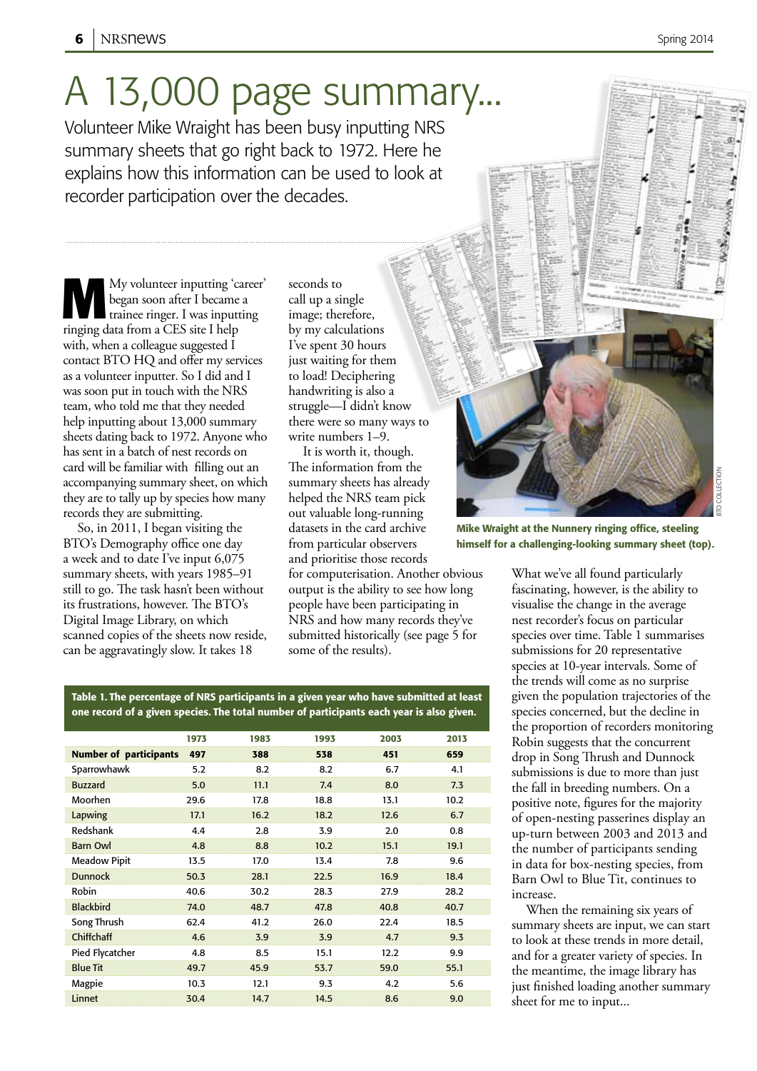# A 13,000 page summary...

Volunteer Mike Wraight has been busy inputting NRS summary sheets that go right back to 1972. Here he explains how this information can be used to look at recorder participation over the decades.

My volunteer inputting 'career' began soon after I became a trainee ringer. I was inputting ringing data from a CES site I help with, when a colleague suggested I contact BTO HQ and offer my services as a volunteer inputter. So I did and I was soon put in touch with the NRS team, who told me that they needed help inputting about 13,000 summary sheets dating back to 1972. Anyone who has sent in a batch of nest records on card will be familiar with filling out an accompanying summary sheet, on which they are to tally up by species how many records they are submitting.

So, in 2011, I began visiting the BTO's Demography office one day a week and to date I've input 6,075 summary sheets, with years 1985–91 still to go. The task hasn't been without its frustrations, however. The BTO's Digital Image Library, on which scanned copies of the sheets now reside, can be aggravatingly slow. It takes 18 seconds to call up a single image; therefore, by my calculations I've spent 30 hours just waiting for them to load! Deciphering handwriting is also a struggle—I didn't know there were so many ways to write numbers 1–9.

It is worth it, though. The information from the summary sheets has already helped the NRS team pick out valuable long-running datasets in the card archive from particular observers and prioritise those records for computerisation. Another obvious output is the ability to see how long people have been participating in NRS and how many records they've submitted historically (see page 5 for some of the results).

Mike Wraight at the Nunnery ringing office, steeling himself for a challenging-looking summary sheet (top).

What we've all found particularly fascinating, however, is the ability to visualise the change in the average nest recorder's focus on particular species over time. Table 1 summarises submissions for 20 representative species at 10-year intervals. Some of the trends will come as no surprise given the population trajectories of the species concerned, but the decline in the proportion of recorders monitoring Robin suggests that the concurrent drop in Song Thrush and Dunnock submissions is due to more than just the fall in breeding numbers. On a positive note, figures for the majority of open-nesting passerines display an up-turn between 2003 and 2013 and the number of participants sending in data for box-nesting species, from Barn Owl to Blue Tit, continues to increase.

When the remaining six years of summary sheets are input, we can start to look at these trends in more detail, and for a greater variety of species. In the meantime, the image library has just finished loading another summary sheet for me to input...

**Table 1. The percentage of NRS participants in a given year who have submitted at least one record of a given species. The total number of participants each year is also given.**

| | 1973 | 1983 | 1993 | 2003 | 2013 |
|---|---|---|---|---|---|
| **Number of participants** | **497** | **388** | **538** | **451** | **659** |
| Sparrowhawk | 5.2 | 8.2 | 8.2 | 6.7 | 4.1 |
| Buzzard | 5.0 | 11.1 | 7.4 | 8.0 | 7.3 |
| Moorhen | 29.6 | 17.8 | 18.8 | 13.1 | 10.2 |
| Lapwing | 17.1 | 16.2 | 18.2 | 12.6 | 6.7 |
| Redshank | 4.4 | 2.8 | 3.9 | 2.0 | 0.8 |
| Barn Owl | 4.8 | 8.8 | 10.2 | 15.1 | 19.1 |
| Meadow Pipit | 13.5 | 17.0 | 13.4 | 7.8 | 9.6 |
| Dunnock | 50.3 | 28.1 | 22.5 | 16.9 | 18.4 |
| Robin | 40.6 | 30.2 | 28.3 | 27.9 | 28.2 |
| Blackbird | 74.0 | 48.7 | 47.8 | 40.8 | 40.7 |
| Song Thrush | 62.4 | 41.2 | 26.0 | 22.4 | 18.5 |
| Chiffchaff | 4.6 | 3.9 | 3.9 | 4.7 | 9.3 |
| Pied Flycatcher | 4.8 | 8.5 | 15.1 | 12.2 | 9.9 |
| Blue Tit | 49.7 | 45.9 | 53.7 | 59.0 | 55.1 |
| Magpie | 10.3 | 12.1 | 9.3 | 4.2 | 5.6 |
| Linnet | 30.4 | 14.7 | 14.5 | 8.6 | 9.0 |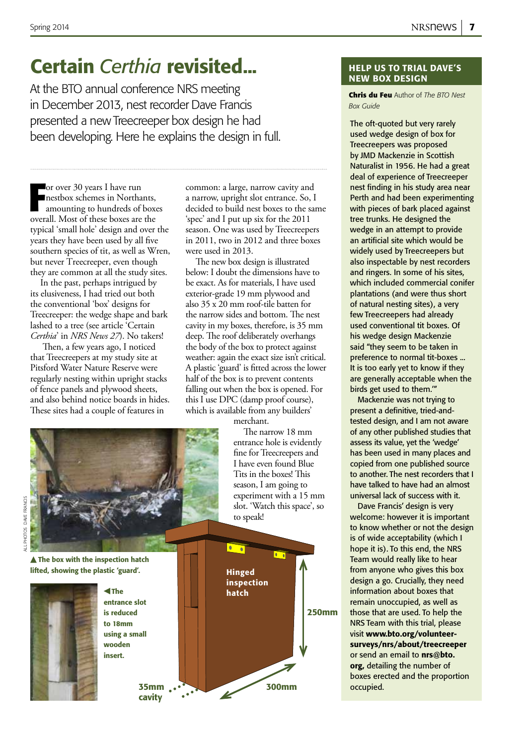# Certain *Certhia* revisited...

At the BTO annual conference NRS meeting in December 2013, nest recorder Dave Francis presented a new Treecreeper box design he had been developing. Here he explains the design in full.

For over 30 years I have run nestbox schemes in Northants, amounting to hundreds of boxes overall. Most of these boxes are the typical 'small hole' design and over the years they have been used by all five southern species of tit, as well as Wren, but never Treecreeper, even though they are common at all the study sites.

In the past, perhaps intrigued by its elusiveness, I had tried out both the conventional 'box' designs for Treecreeper: the wedge shape and bark lashed to a tree (see article 'Certain *Certhia*' in *NRS News 27*). No takers!

Then, a few years ago, I noticed that Treecreepers at my study site at Pitsford Water Nature Reserve were regularly nesting within upright stacks of fence panels and plywood sheets, and also behind notice boards in hides. These sites had a couple of features in common: a large, narrow cavity and a narrow, upright slot entrance. So, I decided to build nest boxes to the same 'spec' and I put up six for the 2011 season. One was used by Treecreepers in 2011, two in 2012 and three boxes were used in 2013.

The new box design is illustrated below: I doubt the dimensions have to be exact. As for materials, I have used exterior-grade 19 mm plywood and also 35 x 20 mm roof-tile batten for the narrow sides and bottom. The nest cavity in my boxes, therefore, is 35 mm deep. The roof deliberately overhangs the body of the box to protect against weather: again the exact size isn't critical. A plastic 'guard' is fitted across the lower half of the box is to prevent contents falling out when the box is opened. For this I use DPC (damp proof course), which is available from any builders' merchant.

The narrow 18 mm entrance hole is evidently fine for Treecreepers and I have even found Blue Tits in the boxes! This season, I am going to experiment with a 15 mm slot. 'Watch this space', so to speak!

ALL PHOTOS: DAVE FRANCIS

▲ **The box with the inspection hatch lifted, showing the plastic 'guard'.**

◀ **The entrance slot is reduced to 18mm using a small wooden insert.**

Hinged inspection hatch

250mm

300mm

35mm cavity

## HELP US TO TRIAL DAVE'S NEW BOX DESIGN

**Chris du Feu** Author of *The BTO Nest Box Guide*

The oft-quoted but very rarely used wedge design of box for Treecreepers was proposed by JMD Mackenzie in Scottish Naturalist in 1956. He had a great deal of experience of Treecreeper nest finding in his study area near Perth and had been experimenting with pieces of bark placed against tree trunks. He designed the wedge in an attempt to provide an artificial site which would be widely used by Treecreepers but also inspectable by nest recorders and ringers. In some of his sites, which included commercial conifer plantations (and were thus short of natural nesting sites), a very few Treecreepers had already used conventional tit boxes. Of his wedge design Mackenzie said "they seem to be taken in preference to normal tit-boxes ... It is too early yet to know if they are generally acceptable when the birds get used to them.'"

Mackenzie was not trying to present a definitive, tried-and-tested design, and I am not aware of any other published studies that assess its value, yet the 'wedge' has been used in many places and copied from one published source to another. The nest recorders that I have talked to have had an almost universal lack of success with it.

Dave Francis' design is very welcome: however it is important to know whether or not the design is of wide acceptability (which I hope it is). To this end, the NRS Team would really like to hear from anyone who gives this box design a go. Crucially, they need information about boxes that remain unoccupied, as well as those that are used. To help the NRS Team with this trial, please visit **www.bto.org/volunteer-surveys/nrs/about/treecreeper** or send an email to **nrs@bto.org**, detailing the number of boxes erected and the proportion occupied.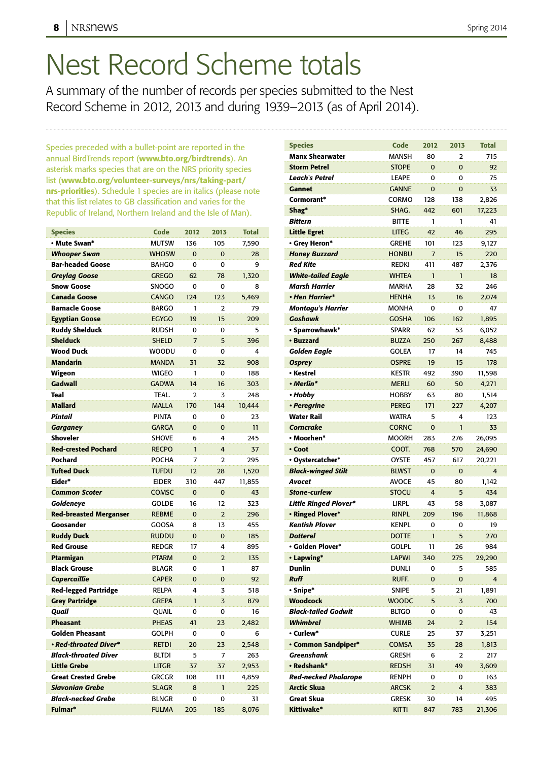# Nest Record Scheme totals

A summary of the number of records per species submitted to the Nest Record Scheme in 2012, 2013 and during 1939–2013 (as of April 2014).

Species preceded with a bullet-point are reported in the annual BirdTrends report (**www.bto.org/birdtrends**). An asterisk marks species that are on the NRS priority species list (**www.bto.org/volunteer-surveys/nrs/taking-part/nrs-priorities**). Schedule 1 species are in italics (please note that this list relates to GB classification and varies for the Republic of Ireland, Northern Ireland and the Isle of Man).

| Species | Code | 2012 | 2013 | Total |
|---|---|---|---|---|
| • Mute Swan* | MUTSW | 136 | 105 | 7,590 |
| *Whooper Swan* | WHOSW | 0 | 0 | 28 |
| Bar-headed Goose | BAHGO | 0 | 0 | 9 |
| *Greylag Goose* | GREGO | 62 | 78 | 1,320 |
| Snow Goose | SNOGO | 0 | 0 | 8 |
| Canada Goose | CANGO | 124 | 123 | 5,469 |
| Barnacle Goose | BARGO | 1 | 2 | 79 |
| Egyptian Goose | EGYGO | 19 | 15 | 209 |
| Ruddy Shelduck | RUDSH | 0 | 0 | 5 |
| Shelduck | SHELD | 7 | 5 | 396 |
| Wood Duck | WOODU | 0 | 0 | 4 |
| Mandarin | MANDA | 31 | 32 | 908 |
| Wigeon | WIGEO | 1 | 0 | 188 |
| Gadwall | GADWA | 14 | 16 | 303 |
| Teal | TEAL. | 2 | 3 | 248 |
| Mallard | MALLA | 170 | 144 | 10,444 |
| *Pintail* | PINTA | 0 | 0 | 23 |
| *Garganey* | GARGA | 0 | 0 | 11 |
| Shoveler | SHOVE | 6 | 4 | 245 |
| Red-crested Pochard | RECPO | 1 | 4 | 37 |
| Pochard | POCHA | 7 | 2 | 295 |
| Tufted Duck | TUFDU | 12 | 28 | 1,520 |
| Eider* | EIDER | 310 | 447 | 11,855 |
| *Common Scoter* | COMSC | 0 | 0 | 43 |
| *Goldeneye* | GOLDE | 16 | 12 | 323 |
| Red-breasted Merganser | REBME | 0 | 2 | 296 |
| Goosander | GOOSA | 8 | 13 | 455 |
| Ruddy Duck | RUDDU | 0 | 0 | 185 |
| Red Grouse | REDGR | 17 | 4 | 895 |
| Ptarmigan | PTARM | 0 | 2 | 135 |
| Black Grouse | BLAGR | 0 | 1 | 87 |
| *Capercaillie* | CAPER | 0 | 0 | 92 |
| Red-legged Partridge | RELPA | 4 | 3 | 518 |
| Grey Partridge | GREPA | 1 | 3 | 879 |
| *Quail* | QUAIL | 0 | 0 | 16 |
| Pheasant | PHEAS | 41 | 23 | 2,482 |
| Golden Pheasant | GOLPH | 0 | 0 | 6 |
| *• Red-throated Diver** | RETDI | 20 | 23 | 2,548 |
| *Black-throated Diver* | BLTDI | 5 | 7 | 263 |
| Little Grebe | LITGR | 37 | 37 | 2,953 |
| Great Crested Grebe | GRCGR | 108 | 111 | 4,859 |
| *Slavonian Grebe* | SLAGR | 8 | 1 | 225 |
| *Black-necked Grebe* | BLNGR | 0 | 0 | 31 |
| Fulmar* | FULMA | 205 | 185 | 8,076 |
| Manx Shearwater | MANSH | 80 | 2 | 715 |
| Storm Petrel | STOPE | 0 | 0 | 92 |
| *Leach's Petrel* | LEAPE | 0 | 0 | 75 |
| Gannet | GANNE | 0 | 0 | 33 |
| Cormorant* | CORMO | 128 | 138 | 2,826 |
| Shag* | SHAG. | 442 | 601 | 17,223 |
| *Bittern* | BITTE | 1 | 1 | 41 |
| Little Egret | LITEG | 42 | 46 | 295 |
| • Grey Heron* | GREHE | 101 | 123 | 9,127 |
| *Honey Buzzard* | HONBU | 7 | 15 | 220 |
| *Red Kite* | REDKI | 411 | 487 | 2,376 |
| *White-tailed Eagle* | WHTEA | 1 | 1 | 18 |
| *Marsh Harrier* | MARHA | 28 | 32 | 246 |
| *• Hen Harrier** | HENHA | 13 | 16 | 2,074 |
| *Montagu's Harrier* | MONHA | 0 | 0 | 47 |
| *Goshawk* | GOSHA | 106 | 162 | 1,895 |
| • Sparrowhawk* | SPARR | 62 | 53 | 6,052 |
| • Buzzard | BUZZA | 250 | 267 | 8,488 |
| *Golden Eagle* | GOLEA | 17 | 14 | 745 |
| *Osprey* | OSPRE | 19 | 15 | 178 |
| • Kestrel | KESTR | 492 | 390 | 11,598 |
| *• Merlin** | MERLI | 60 | 50 | 4,271 |
| *• Hobby* | HOBBY | 63 | 80 | 1,514 |
| *• Peregrine* | PEREG | 171 | 227 | 4,207 |
| Water Rail | WATRA | 5 | 4 | 123 |
| *Corncrake* | CORNC | 0 | 1 | 33 |
| • Moorhen* | MOORH | 283 | 276 | 26,095 |
| • Coot | COOT. | 768 | 570 | 24,690 |
| • Oystercatcher* | OYSTE | 457 | 617 | 20,221 |
| *Black-winged Stilt* | BLWST | 0 | 0 | 4 |
| *Avocet* | AVOCE | 45 | 80 | 1,142 |
| *Stone-curlew* | STOCU | 4 | 5 | 434 |
| *Little Ringed Plover** | LIRPL | 43 | 58 | 3,087 |
| • Ringed Plover* | RINPL | 209 | 196 | 11,868 |
| *Kentish Plover* | KENPL | 0 | 0 | 19 |
| *Dotterel* | DOTTE | 1 | 5 | 270 |
| • Golden Plover* | GOLPL | 11 | 26 | 984 |
| • Lapwing* | LAPWI | 340 | 275 | 29,290 |
| Dunlin | DUNLI | 0 | 5 | 585 |
| *Ruff* | RUFF. | 0 | 0 | 4 |
| • Snipe* | SNIPE | 5 | 21 | 1,891 |
| Woodcock | WOODC | 5 | 3 | 700 |
| *Black-tailed Godwit* | BLTGO | 0 | 0 | 43 |
| *Whimbrel* | WHIMB | 24 | 2 | 154 |
| • Curlew* | CURLE | 25 | 37 | 3,251 |
| • Common Sandpiper* | COMSA | 35 | 28 | 1,813 |
| *Greenshank* | GRESH | 6 | 2 | 217 |
| • Redshank* | REDSH | 31 | 49 | 3,609 |
| *Red-necked Phalarope* | RENPH | 0 | 0 | 163 |
| Arctic Skua | ARCSK | 2 | 4 | 383 |
| Great Skua | GRESK | 30 | 14 | 495 |
| Kittiwake* | KITTI | 847 | 783 | 21,306 |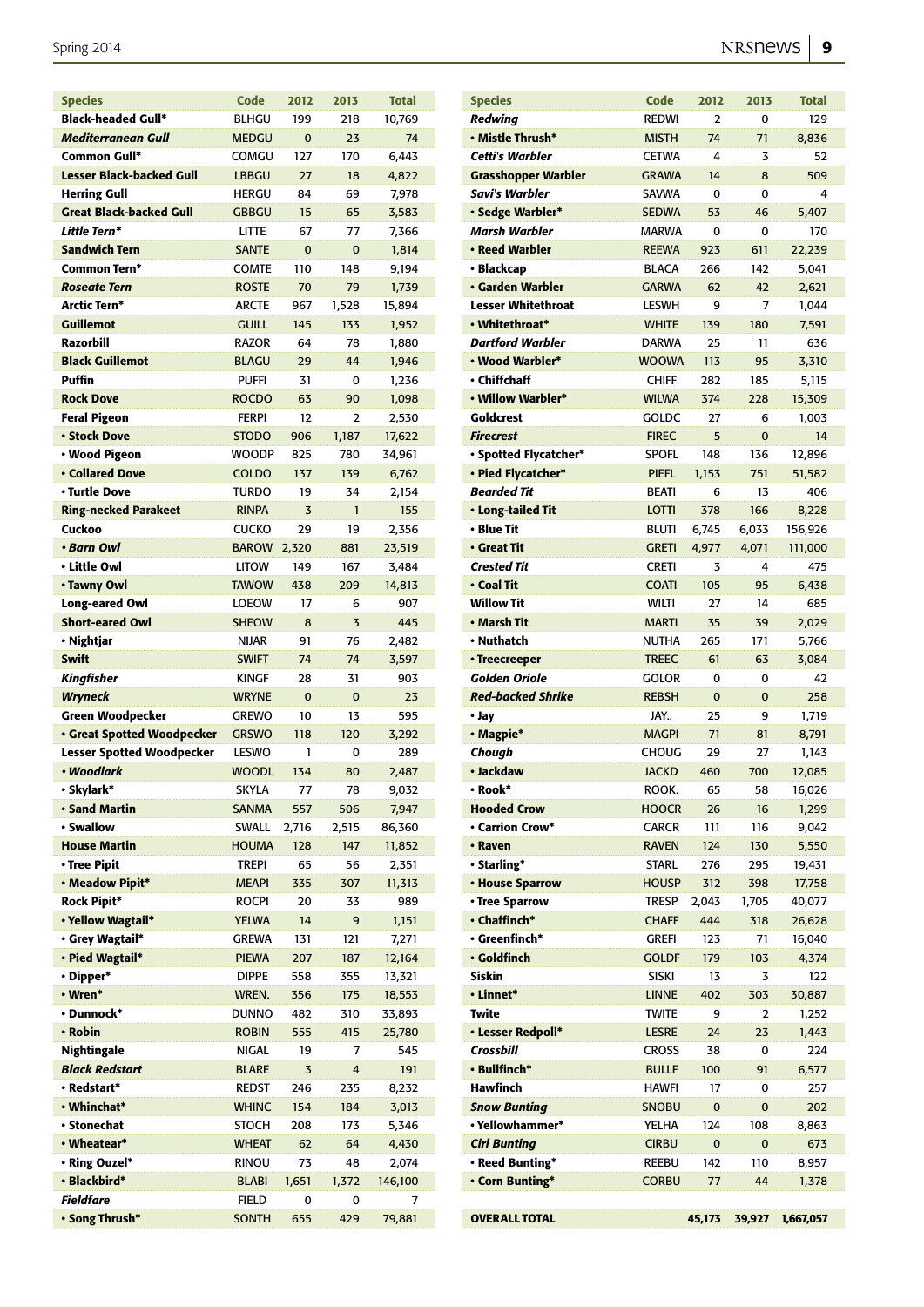| Species | Code | 2012 | 2013 | Total |
|---|---|---|---|---|
| **Black-headed Gull*** | BLHGU | 199 | 218 | 10,769 |
| ***Mediterranean Gull*** | MEDGU | 0 | 23 | 74 |
| **Common Gull*** | COMGU | 127 | 170 | 6,443 |
| **Lesser Black-backed Gull** | LBBGU | 27 | 18 | 4,822 |
| **Herring Gull** | HERGU | 84 | 69 | 7,978 |
| **Great Black-backed Gull** | GBBGU | 15 | 65 | 3,583 |
| ***Little Tern**** | LITTE | 67 | 77 | 7,366 |
| **Sandwich Tern** | SANTE | 0 | 0 | 1,814 |
| **Common Tern*** | COMTE | 110 | 148 | 9,194 |
| ***Roseate Tern*** | ROSTE | 70 | 79 | 1,739 |
| **Arctic Tern*** | ARCTE | 967 | 1,528 | 15,894 |
| **Guillemot** | GUILL | 145 | 133 | 1,952 |
| **Razorbill** | RAZOR | 64 | 78 | 1,880 |
| **Black Guillemot** | BLAGU | 29 | 44 | 1,946 |
| **Puffin** | PUFFI | 31 | 0 | 1,236 |
| **Rock Dove** | ROCDO | 63 | 90 | 1,098 |
| **Feral Pigeon** | FERPI | 12 | 2 | 2,530 |
| **• Stock Dove** | STODO | 906 | 1,187 | 17,622 |
| **• Wood Pigeon** | WOODP | 825 | 780 | 34,961 |
| **• Collared Dove** | COLDO | 137 | 139 | 6,762 |
| **• Turtle Dove** | TURDO | 19 | 34 | 2,154 |
| **Ring-necked Parakeet** | RINPA | 3 | 1 | 155 |
| **Cuckoo** | CUCKO | 29 | 19 | 2,356 |
| ***• Barn Owl*** | BAROW | 2,320 | 881 | 23,519 |
| **• Little Owl** | LITOW | 149 | 167 | 3,484 |
| **• Tawny Owl** | TAWOW | 438 | 209 | 14,813 |
| **Long-eared Owl** | LOEOW | 17 | 6 | 907 |
| **Short-eared Owl** | SHEOW | 8 | 3 | 445 |
| **• Nightjar** | NIJAR | 91 | 76 | 2,482 |
| **Swift** | SWIFT | 74 | 74 | 3,597 |
| ***Kingfisher*** | KINGF | 28 | 31 | 903 |
| ***Wryneck*** | WRYNE | 0 | 0 | 23 |
| **Green Woodpecker** | GREWO | 10 | 13 | 595 |
| **• Great Spotted Woodpecker** | GRSWO | 118 | 120 | 3,292 |
| **Lesser Spotted Woodpecker** | LESWO | 1 | 0 | 289 |
| ***• Woodlark*** | WOODL | 134 | 80 | 2,487 |
| **• Skylark*** | SKYLA | 77 | 78 | 9,032 |
| **• Sand Martin** | SANMA | 557 | 506 | 7,947 |
| **• Swallow** | SWALL | 2,716 | 2,515 | 86,360 |
| **House Martin** | HOUMA | 128 | 147 | 11,852 |
| **• Tree Pipit** | TREPI | 65 | 56 | 2,351 |
| **• Meadow Pipit*** | MEAPI | 335 | 307 | 11,313 |
| **Rock Pipit*** | ROCPI | 20 | 33 | 989 |
| **• Yellow Wagtail*** | YELWA | 14 | 9 | 1,151 |
| **• Grey Wagtail*** | GREWA | 131 | 121 | 7,271 |
| **• Pied Wagtail*** | PIEWA | 207 | 187 | 12,164 |
| **• Dipper*** | DIPPE | 558 | 355 | 13,321 |
| **• Wren*** | WREN. | 356 | 175 | 18,553 |
| **• Dunnock*** | DUNNO | 482 | 310 | 33,893 |
| **• Robin** | ROBIN | 555 | 415 | 25,780 |
| **Nightingale** | NIGAL | 19 | 7 | 545 |
| ***Black Redstart*** | BLARE | 3 | 4 | 191 |
| **• Redstart*** | REDST | 246 | 235 | 8,232 |
| **• Whinchat*** | WHINC | 154 | 184 | 3,013 |
| **• Stonechat** | STOCH | 208 | 173 | 5,346 |
| **• Wheatear*** | WHEAT | 62 | 64 | 4,430 |
| **• Ring Ouzel*** | RINOU | 73 | 48 | 2,074 |
| **• Blackbird*** | BLABI | 1,651 | 1,372 | 146,100 |
| ***Fieldfare*** | FIELD | 0 | 0 | 7 |
| **• Song Thrush*** | SONTH | 655 | 429 | 79,881 |
| ***Redwing*** | REDWI | 2 | 0 | 129 |
| **• Mistle Thrush*** | MISTH | 74 | 71 | 8,836 |
| ***Cetti's Warbler*** | CETWA | 4 | 3 | 52 |
| **Grasshopper Warbler** | GRAWA | 14 | 8 | 509 |
| ***Savi's Warbler*** | SAVWA | 0 | 0 | 4 |
| **• Sedge Warbler*** | SEDWA | 53 | 46 | 5,407 |
| ***Marsh Warbler*** | MARWA | 0 | 0 | 170 |
| **• Reed Warbler** | REEWA | 923 | 611 | 22,239 |
| **• Blackcap** | BLACA | 266 | 142 | 5,041 |
| **• Garden Warbler** | GARWA | 62 | 42 | 2,621 |
| **Lesser Whitethroat** | LESWH | 9 | 7 | 1,044 |
| **• Whitethroat*** | WHITE | 139 | 180 | 7,591 |
| ***Dartford Warbler*** | DARWA | 25 | 11 | 636 |
| **• Wood Warbler*** | WOOWA | 113 | 95 | 3,310 |
| **• Chiffchaff** | CHIFF | 282 | 185 | 5,115 |
| **• Willow Warbler*** | WILWA | 374 | 228 | 15,309 |
| **Goldcrest** | GOLDC | 27 | 6 | 1,003 |
| ***Firecrest*** | FIREC | 5 | 0 | 14 |
| **• Spotted Flycatcher*** | SPOFL | 148 | 136 | 12,896 |
| **• Pied Flycatcher*** | PIEFL | 1,153 | 751 | 51,582 |
| ***Bearded Tit*** | BEATI | 6 | 13 | 406 |
| **• Long-tailed Tit** | LOTTI | 378 | 166 | 8,228 |
| **• Blue Tit** | BLUTI | 6,745 | 6,033 | 156,926 |
| **• Great Tit** | GRETI | 4,977 | 4,071 | 111,000 |
| ***Crested Tit*** | CRETI | 3 | 4 | 475 |
| **• Coal Tit** | COATI | 105 | 95 | 6,438 |
| **Willow Tit** | WILTI | 27 | 14 | 685 |
| **• Marsh Tit** | MARTI | 35 | 39 | 2,029 |
| **• Nuthatch** | NUTHA | 265 | 171 | 5,766 |
| **• Treecreeper** | TREEC | 61 | 63 | 3,084 |
| ***Golden Oriole*** | GOLOR | 0 | 0 | 42 |
| ***Red-backed Shrike*** | REBSH | 0 | 0 | 258 |
| **• Jay** | JAY.. | 25 | 9 | 1,719 |
| **• Magpie*** | MAGPI | 71 | 81 | 8,791 |
| ***Chough*** | CHOUG | 29 | 27 | 1,143 |
| **• Jackdaw** | JACKD | 460 | 700 | 12,085 |
| **• Rook*** | ROOK. | 65 | 58 | 16,026 |
| **Hooded Crow** | HOOCR | 26 | 16 | 1,299 |
| **• Carrion Crow*** | CARCR | 111 | 116 | 9,042 |
| **• Raven** | RAVEN | 124 | 130 | 5,550 |
| **• Starling*** | STARL | 276 | 295 | 19,431 |
| **• House Sparrow** | HOUSP | 312 | 398 | 17,758 |
| **• Tree Sparrow** | TRESP | 2,043 | 1,705 | 40,077 |
| **• Chaffinch*** | CHAFF | 444 | 318 | 26,628 |
| **• Greenfinch*** | GREFI | 123 | 71 | 16,040 |
| **• Goldfinch** | GOLDF | 179 | 103 | 4,374 |
| **Siskin** | SISKI | 13 | 3 | 122 |
| **• Linnet*** | LINNE | 402 | 303 | 30,887 |
| **Twite** | TWITE | 9 | 2 | 1,252 |
| **• Lesser Redpoll*** | LESRE | 24 | 23 | 1,443 |
| ***Crossbill*** | CROSS | 38 | 0 | 224 |
| **• Bullfinch*** | BULLF | 100 | 91 | 6,577 |
| **Hawfinch** | HAWFI | 17 | 0 | 257 |
| ***Snow Bunting*** | SNOBU | 0 | 0 | 202 |
| **• Yellowhammer*** | YELHA | 124 | 108 | 8,863 |
| ***Cirl Bunting*** | CIRBU | 0 | 0 | 673 |
| **• Reed Bunting*** | REEBU | 142 | 110 | 8,957 |
| **• Corn Bunting*** | CORBU | 77 | 44 | 1,378 |
| **OVERALL TOTAL** | | **45,173** | **39,927** | **1,667,057** |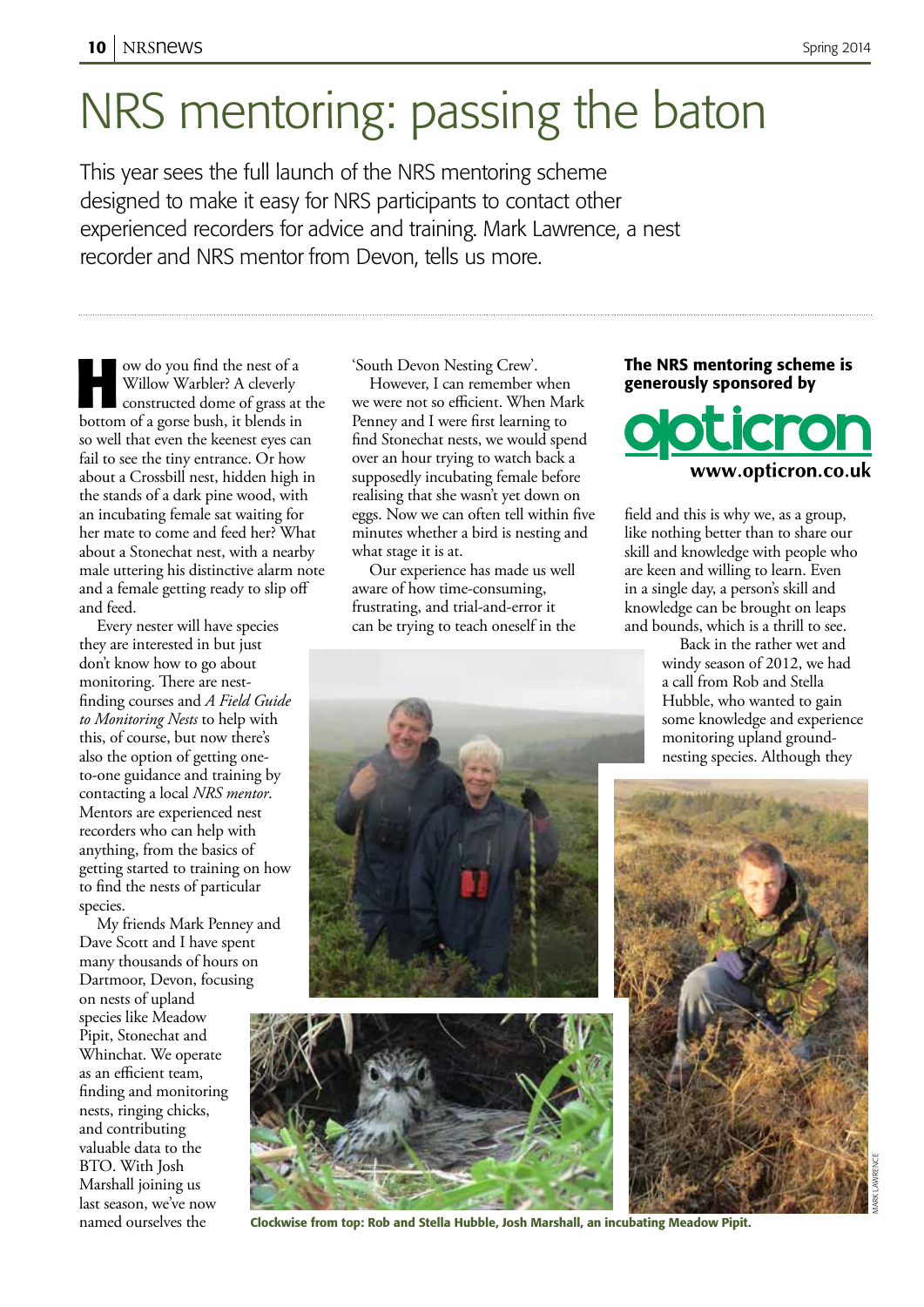# NRS mentoring: passing the baton

This year sees the full launch of the NRS mentoring scheme designed to make it easy for NRS participants to contact other experienced recorders for advice and training. Mark Lawrence, a nest recorder and NRS mentor from Devon, tells us more.

How do you find the nest of a Willow Warbler? A cleverly constructed dome of grass at the bottom of a gorse bush, it blends in so well that even the keenest eyes can fail to see the tiny entrance. Or how about a Crossbill nest, hidden high in the stands of a dark pine wood, with an incubating female sat waiting for her mate to come and feed her? What about a Stonechat nest, with a nearby male uttering his distinctive alarm note and a female getting ready to slip off and feed.

Every nester will have species they are interested in but just don't know how to go about monitoring. There are nest-finding courses and *A Field Guide to Monitoring Nests* to help with this, of course, but now there's also the option of getting one-to-one guidance and training by contacting a local *NRS mentor*. Mentors are experienced nest recorders who can help with anything, from the basics of getting started to training on how to find the nests of particular species.

My friends Mark Penney and Dave Scott and I have spent many thousands of hours on Dartmoor, Devon, focusing on nests of upland species like Meadow Pipit, Stonechat and Whinchat. We operate as an efficient team, finding and monitoring nests, ringing chicks, and contributing valuable data to the BTO. With Josh Marshall joining us last season, we've now named ourselves the 'South Devon Nesting Crew'.

However, I can remember when we were not so efficient. When Mark Penney and I were first learning to find Stonechat nests, we would spend over an hour trying to watch back a supposedly incubating female before realising that she wasn't yet down on eggs. Now we can often tell within five minutes whether a bird is nesting and what stage it is at.

Our experience has made us well aware of how time-consuming, frustrating, and trial-and-error it can be trying to teach oneself in the field and this is why we, as a group, like nothing better than to share our skill and knowledge with people who are keen and willing to learn. Even in a single day, a person's skill and knowledge can be brought on leaps and bounds, which is a thrill to see.

Back in the rather wet and windy season of 2012, we had a call from Rob and Stella Hubble, who wanted to gain some knowledge and experience monitoring upland ground-nesting species. Although they

**The NRS mentoring scheme is generously sponsored by**

opticron
www.opticron.co.uk

**Clockwise from top: Rob and Stella Hubble, Josh Marshall, an incubating Meadow Pipit.**

MARK LAWRENCE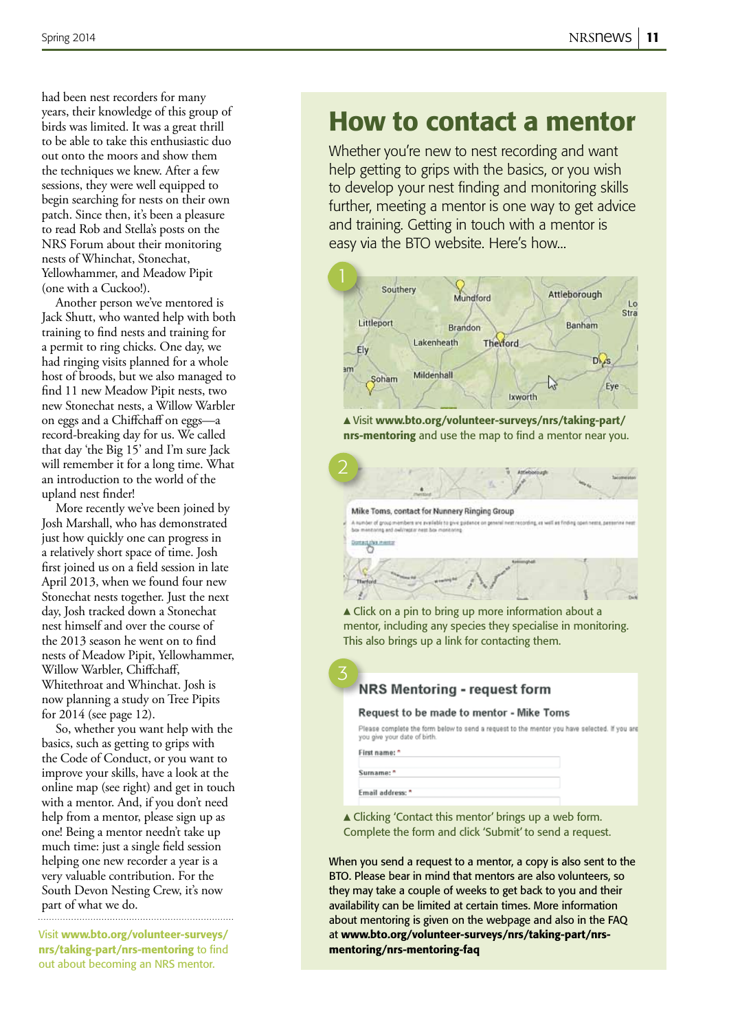had been nest recorders for many years, their knowledge of this group of birds was limited. It was a great thrill to be able to take this enthusiastic duo out onto the moors and show them the techniques we knew. After a few sessions, they were well equipped to begin searching for nests on their own patch. Since then, it's been a pleasure to read Rob and Stella's posts on the NRS Forum about their monitoring nests of Whinchat, Stonechat, Yellowhammer, and Meadow Pipit (one with a Cuckoo!).

Another person we've mentored is Jack Shutt, who wanted help with both training to find nests and training for a permit to ring chicks. One day, we had ringing visits planned for a whole host of broods, but we also managed to find 11 new Meadow Pipit nests, two new Stonechat nests, a Willow Warbler on eggs and a Chiffchaff on eggs—a record-breaking day for us. We called that day 'the Big 15' and I'm sure Jack will remember it for a long time. What an introduction to the world of the upland nest finder!

More recently we've been joined by Josh Marshall, who has demonstrated just how quickly one can progress in a relatively short space of time. Josh first joined us on a field session in late April 2013, when we found four new Stonechat nests together. Just the next day, Josh tracked down a Stonechat nest himself and over the course of the 2013 season he went on to find nests of Meadow Pipit, Yellowhammer, Willow Warbler, Chiffchaff, Whitethroat and Whinchat. Josh is now planning a study on Tree Pipits for 2014 (see page 12).

So, whether you want help with the basics, such as getting to grips with the Code of Conduct, or you want to improve your skills, have a look at the online map (see right) and get in touch with a mentor. And, if you don't need help from a mentor, please sign up as one! Being a mentor needn't take up much time: just a single field session helping one new recorder a year is a very valuable contribution. For the South Devon Nesting Crew, it's now part of what we do.

Visit **www.bto.org/volunteer-surveys/nrs/taking-part/nrs-mentoring** to find out about becoming an NRS mentor.

# How to contact a mentor

Whether you're new to nest recording and want help getting to grips with the basics, or you wish to develop your nest finding and monitoring skills further, meeting a mentor is one way to get advice and training. Getting in touch with a mentor is easy via the BTO website. Here's how...

1

▲ Visit **www.bto.org/volunteer-surveys/nrs/taking-part/nrs-mentoring** and use the map to find a mentor near you.

2

▲ Click on a pin to bring up more information about a mentor, including any species they specialise in monitoring. This also brings up a link for contacting them.

3

▲ Clicking 'Contact this mentor' brings up a web form. Complete the form and click 'Submit' to send a request.

When you send a request to a mentor, a copy is also sent to the BTO. Please bear in mind that mentors are also volunteers, so they may take a couple of weeks to get back to you and their availability can be limited at certain times. More information about mentoring is given on the webpage and also in the FAQ at **www.bto.org/volunteer-surveys/nrs/taking-part/nrs-mentoring/nrs-mentoring-faq**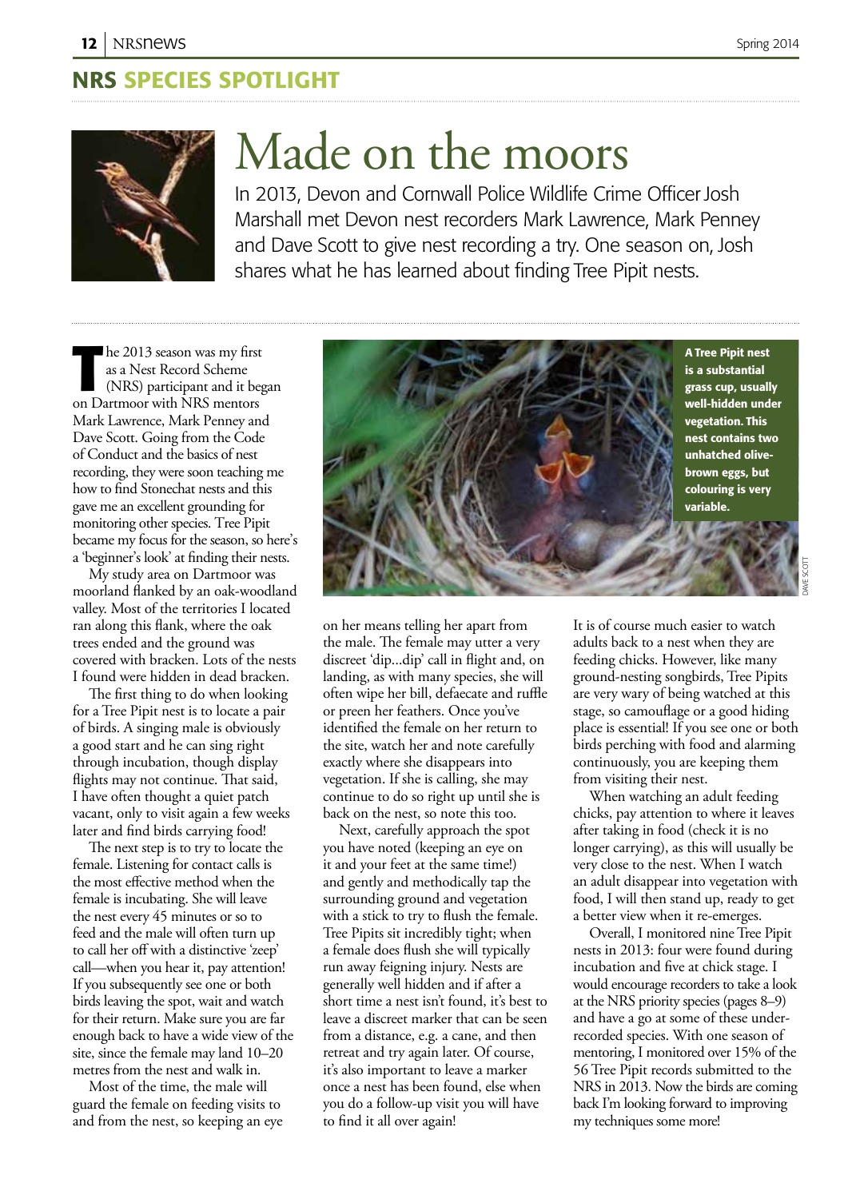## NRS SPECIES SPOTLIGHT

# Made on the moors

In 2013, Devon and Cornwall Police Wildlife Crime Officer Josh Marshall met Devon nest recorders Mark Lawrence, Mark Penney and Dave Scott to give nest recording a try. One season on, Josh shares what he has learned about finding Tree Pipit nests.

The 2013 season was my first as a Nest Record Scheme (NRS) participant and it began on Dartmoor with NRS mentors Mark Lawrence, Mark Penney and Dave Scott. Going from the Code of Conduct and the basics of nest recording, they were soon teaching me how to find Stonechat nests and this gave me an excellent grounding for monitoring other species. Tree Pipit became my focus for the season, so here's a 'beginner's look' at finding their nests.

My study area on Dartmoor was moorland flanked by an oak-woodland valley. Most of the territories I located ran along this flank, where the oak trees ended and the ground was covered with bracken. Lots of the nests I found were hidden in dead bracken.

The first thing to do when looking for a Tree Pipit nest is to locate a pair of birds. A singing male is obviously a good start and he can sing right through incubation, though display flights may not continue. That said, I have often thought a quiet patch vacant, only to visit again a few weeks later and find birds carrying food!

The next step is to try to locate the female. Listening for contact calls is the most effective method when the female is incubating. She will leave the nest every 45 minutes or so to feed and the male will often turn up to call her off with a distinctive 'zeep' call—when you hear it, pay attention! If you subsequently see one or both birds leaving the spot, wait and watch for their return. Make sure you are far enough back to have a wide view of the site, since the female may land 10–20 metres from the nest and walk in.

Most of the time, the male will guard the female on feeding visits to and from the nest, so keeping an eye on her means telling her apart from the male. The female may utter a very discreet 'dip...dip' call in flight and, on landing, as with many species, she will often wipe her bill, defaecate and ruffle or preen her feathers. Once you've identified the female on her return to the site, watch her and note carefully exactly where she disappears into vegetation. If she is calling, she may continue to do so right up until she is back on the nest, so note this too.

Next, carefully approach the spot you have noted (keeping an eye on it and your feet at the same time!) and gently and methodically tap the surrounding ground and vegetation with a stick to try to flush the female. Tree Pipits sit incredibly tight; when a female does flush she will typically run away feigning injury. Nests are generally well hidden and if after a short time a nest isn't found, it's best to leave a discreet marker that can be seen from a distance, e.g. a cane, and then retreat and try again later. Of course, it's also important to leave a marker once a nest has been found, else when you do a follow-up visit you will have to find it all over again!

**A Tree Pipit nest is a substantial grass cup, usually well-hidden under vegetation. This nest contains two unhatched olive-brown eggs, but colouring is very variable.**

DAVE SCOTT

It is of course much easier to watch adults back to a nest when they are feeding chicks. However, like many ground-nesting songbirds, Tree Pipits are very wary of being watched at this stage, so camouflage or a good hiding place is essential! If you see one or both birds perching with food and alarming continuously, you are keeping them from visiting their nest.

When watching an adult feeding chicks, pay attention to where it leaves after taking in food (check it is no longer carrying), as this will usually be very close to the nest. When I watch an adult disappear into vegetation with food, I will then stand up, ready to get a better view when it re-emerges.

Overall, I monitored nine Tree Pipit nests in 2013: four were found during incubation and five at chick stage. I would encourage recorders to take a look at the NRS priority species (pages 8–9) and have a go at some of these under-recorded species. With one season of mentoring, I monitored over 15% of the 56 Tree Pipit records submitted to the NRS in 2013. Now the birds are coming back I'm looking forward to improving my techniques some more!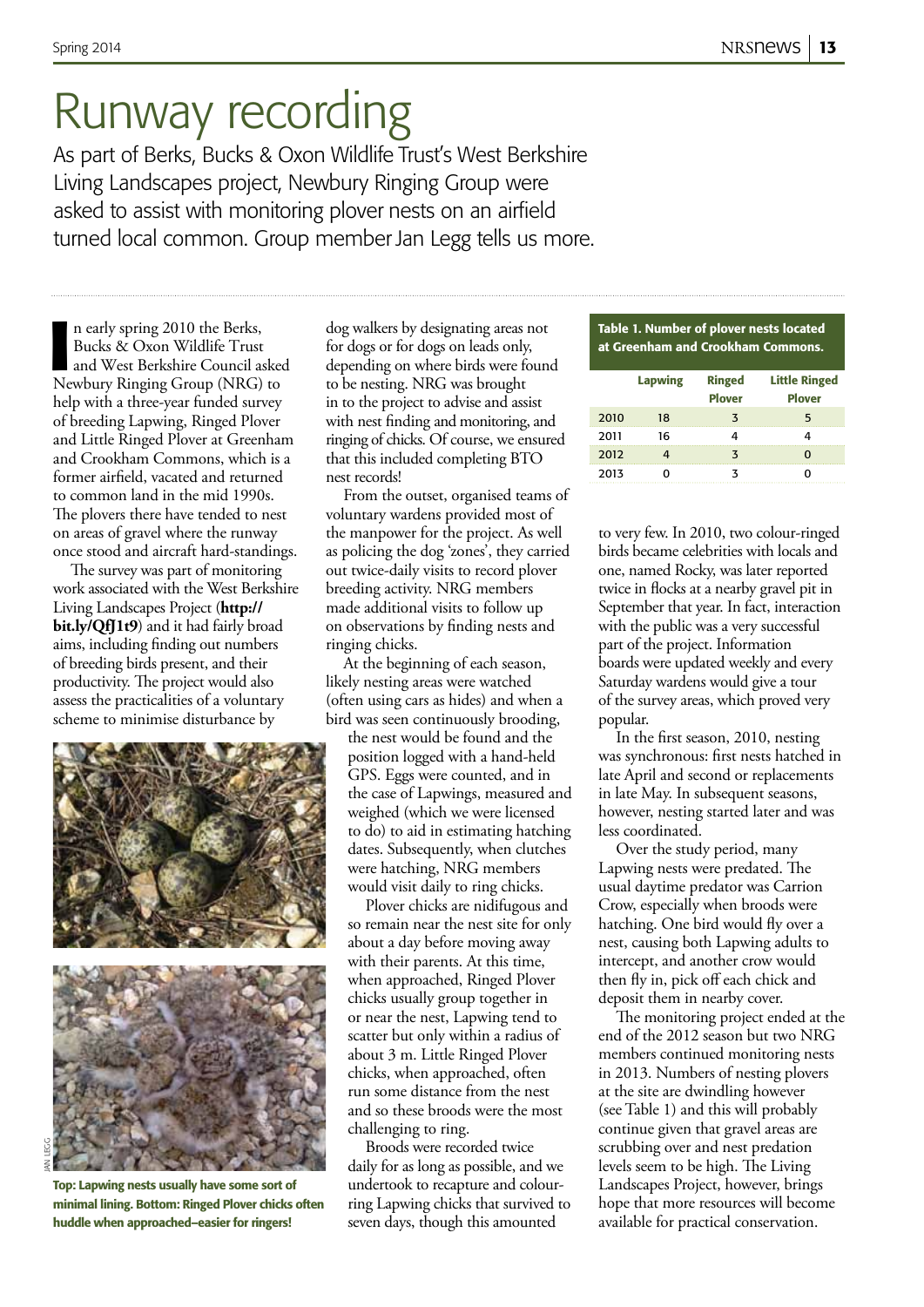# Runway recording

As part of Berks, Bucks & Oxon Wildlife Trust's West Berkshire Living Landscapes project, Newbury Ringing Group were asked to assist with monitoring plover nests on an airfield turned local common. Group member Jan Legg tells us more.

In early spring 2010 the Berks, Bucks & Oxon Wildlife Trust and West Berkshire Council asked Newbury Ringing Group (NRG) to help with a three-year funded survey of breeding Lapwing, Ringed Plover and Little Ringed Plover at Greenham and Crookham Commons, which is a former airfield, vacated and returned to common land in the mid 1990s. The plovers there have tended to nest on areas of gravel where the runway once stood and aircraft hard-standings.

The survey was part of monitoring work associated with the West Berkshire Living Landscapes Project (**http://bit.ly/QfJ1t9**) and it had fairly broad aims, including finding out numbers of breeding birds present, and their productivity. The project would also assess the practicalities of a voluntary scheme to minimise disturbance by dog walkers by designating areas not for dogs or for dogs on leads only, depending on where birds were found to be nesting. NRG was brought in to the project to advise and assist with nest finding and monitoring, and ringing of chicks. Of course, we ensured that this included completing BTO nest records!

From the outset, organised teams of voluntary wardens provided most of the manpower for the project. As well as policing the dog 'zones', they carried out twice-daily visits to record plover breeding activity. NRG members made additional visits to follow up on observations by finding nests and ringing chicks.

At the beginning of each season, likely nesting areas were watched (often using cars as hides) and when a bird was seen continuously brooding, the nest would be found and the position logged with a hand-held GPS. Eggs were counted, and in the case of Lapwings, measured and weighed (which we were licensed to do) to aid in estimating hatching dates. Subsequently, when clutches were hatching, NRG members would visit daily to ring chicks.

Plover chicks are nidifugous and so remain near the nest site for only about a day before moving away with their parents. At this time, when approached, Ringed Plover chicks usually group together in or near the nest, Lapwing tend to scatter but only within a radius of about 3 m. Little Ringed Plover chicks, when approached, often run some distance from the nest and so these broods were the most challenging to ring.

Broods were recorded twice daily for as long as possible, and we undertook to recapture and colour-ring Lapwing chicks that survived to seven days, though this amounted to very few. In 2010, two colour-ringed birds became celebrities with locals and one, named Rocky, was later reported twice in flocks at a nearby gravel pit in September that year. In fact, interaction with the public was a very successful part of the project. Information boards were updated weekly and every Saturday wardens would give a tour of the survey areas, which proved very popular.

In the first season, 2010, nesting was synchronous: first nests hatched in late April and second or replacements in late May. In subsequent seasons, however, nesting started later and was less coordinated.

Over the study period, many Lapwing nests were predated. The usual daytime predator was Carrion Crow, especially when broods were hatching. One bird would fly over a nest, causing both Lapwing adults to intercept, and another crow would then fly in, pick off each chick and deposit them in nearby cover.

The monitoring project ended at the end of the 2012 season but two NRG members continued monitoring nests in 2013. Numbers of nesting plovers at the site are dwindling however (see Table 1) and this will probably continue given that gravel areas are scrubbing over and nest predation levels seem to be high. The Living Landscapes Project, however, brings hope that more resources will become available for practical conservation.

**Table 1. Number of plover nests located at Greenham and Crookham Commons.**

| | Lapwing | Ringed Plover | Little Ringed Plover |
|---|---|---|---|
| 2010 | 18 | 3 | 5 |
| 2011 | 16 | 4 | 4 |
| 2012 | 4 | 3 | 0 |
| 2013 | 0 | 3 | 0 |

**Top: Lapwing nests usually have some sort of minimal lining. Bottom: Ringed Plover chicks often huddle when approached–easier for ringers!**

JAN LEGG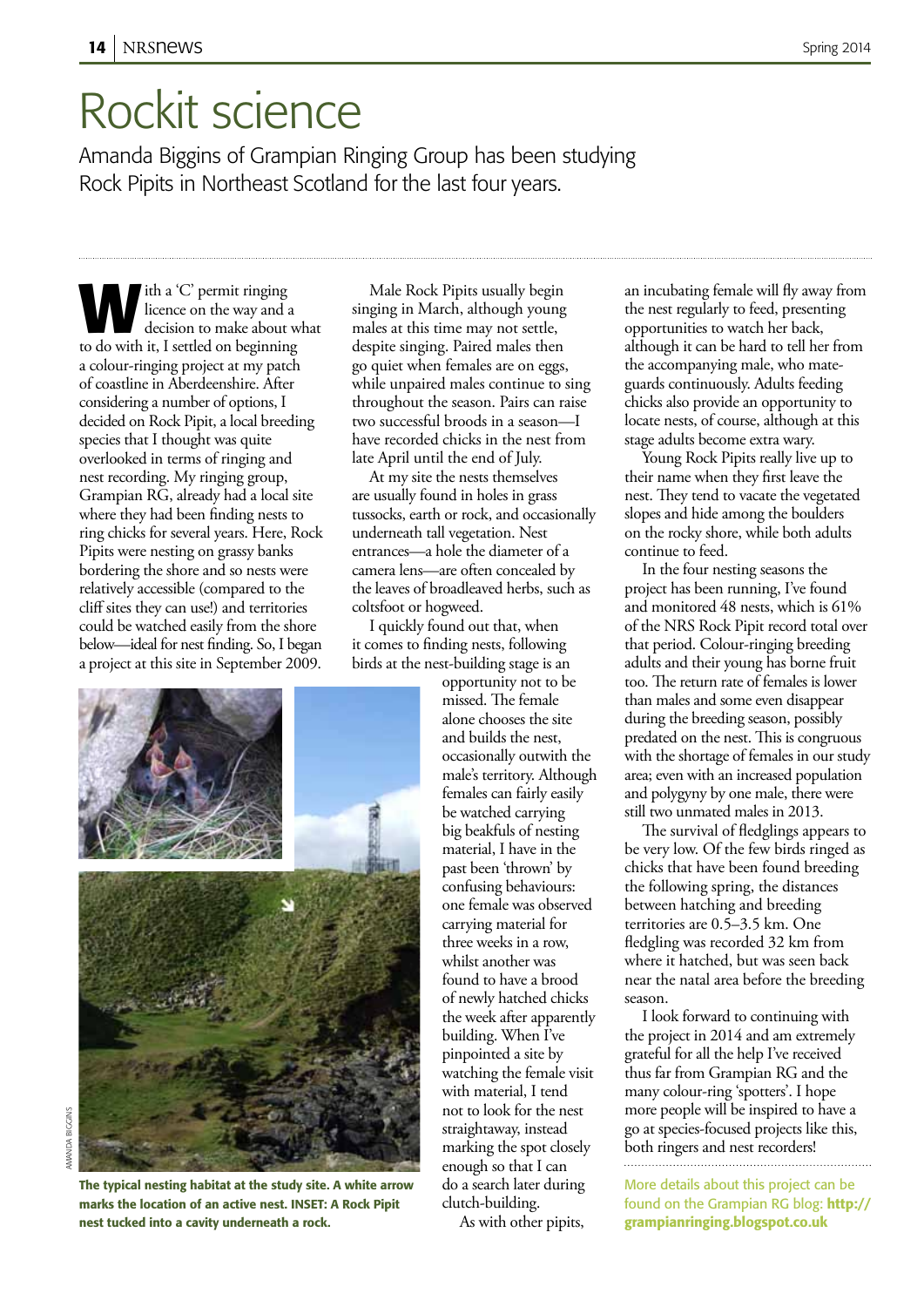# Rockit science

Amanda Biggins of Grampian Ringing Group has been studying Rock Pipits in Northeast Scotland for the last four years.

With a 'C' permit ringing licence on the way and a decision to make about what to do with it, I settled on beginning a colour-ringing project at my patch of coastline in Aberdeenshire. After considering a number of options, I decided on Rock Pipit, a local breeding species that I thought was quite overlooked in terms of ringing and nest recording. My ringing group, Grampian RG, already had a local site where they had been finding nests to ring chicks for several years. Here, Rock Pipits were nesting on grassy banks bordering the shore and so nests were relatively accessible (compared to the cliff sites they can use!) and territories could be watched easily from the shore below—ideal for nest finding. So, I began a project at this site in September 2009.

Male Rock Pipits usually begin singing in March, although young males at this time may not settle, despite singing. Paired males then go quiet when females are on eggs, while unpaired males continue to sing throughout the season. Pairs can raise two successful broods in a season—I have recorded chicks in the nest from late April until the end of July.

At my site the nests themselves are usually found in holes in grass tussocks, earth or rock, and occasionally underneath tall vegetation. Nest entrances—a hole the diameter of a camera lens—are often concealed by the leaves of broadleaved herbs, such as coltsfoot or hogweed.

I quickly found out that, when it comes to finding nests, following birds at the nest-building stage is an opportunity not to be missed. The female alone chooses the site and builds the nest, occasionally outwith the male's territory. Although females can fairly easily be watched carrying big beakfuls of nesting material, I have in the past been 'thrown' by confusing behaviours: one female was observed carrying material for three weeks in a row, whilst another was found to have a brood of newly hatched chicks the week after apparently building. When I've pinpointed a site by watching the female visit with material, I tend not to look for the nest straightaway, instead marking the spot closely enough so that I can do a search later during clutch-building.

As with other pipits, an incubating female will fly away from the nest regularly to feed, presenting opportunities to watch her back, although it can be hard to tell her from the accompanying male, who mate-guards continuously. Adults feeding chicks also provide an opportunity to locate nests, of course, although at this stage adults become extra wary.

Young Rock Pipits really live up to their name when they first leave the nest. They tend to vacate the vegetated slopes and hide among the boulders on the rocky shore, while both adults continue to feed.

In the four nesting seasons the project has been running, I've found and monitored 48 nests, which is 61% of the NRS Rock Pipit record total over that period. Colour-ringing breeding adults and their young has borne fruit too. The return rate of females is lower than males and some even disappear during the breeding season, possibly predated on the nest. This is congruous with the shortage of females in our study area; even with an increased population and polygyny by one male, there were still two unmated males in 2013.

The survival of fledglings appears to be very low. Of the few birds ringed as chicks that have been found breeding the following spring, the distances between hatching and breeding territories are 0.5–3.5 km. One fledgling was recorded 32 km from where it hatched, but was seen back near the natal area before the breeding season.

I look forward to continuing with the project in 2014 and am extremely grateful for all the help I've received thus far from Grampian RG and the many colour-ring 'spotters'. I hope more people will be inspired to have a go at species-focused projects like this, both ringers and nest recorders!

**The typical nesting habitat at the study site. A white arrow marks the location of an active nest. INSET: A Rock Pipit nest tucked into a cavity underneath a rock.**

AMANDA BIGGINS

More details about this project can be found on the Grampian RG blog: **http://grampianringing.blogspot.co.uk**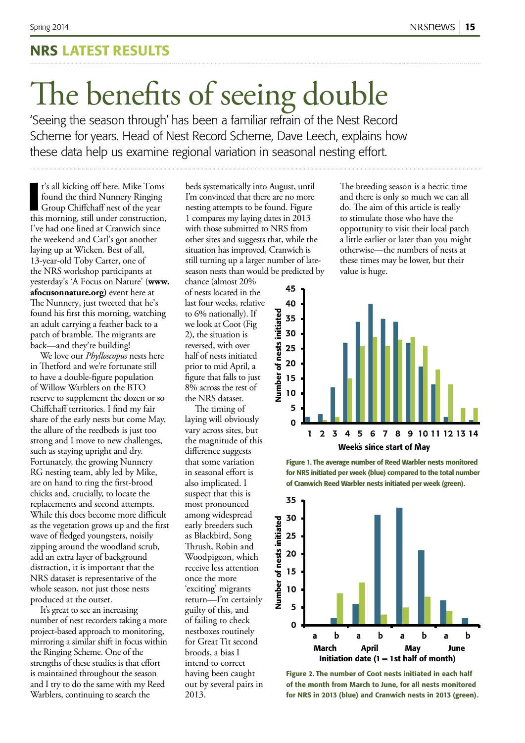## NRS LATEST RESULTS

# The benefits of seeing double

'Seeing the season through' has been a familiar refrain of the Nest Record Scheme for years. Head of Nest Record Scheme, Dave Leech, explains how these data help us examine regional variation in seasonal nesting effort.

It's all kicking off here. Mike Toms found the third Nunnery Ringing Group Chiffchaff nest of the year this morning, still under construction, I've had one lined at Cranwich since the weekend and Carl's got another laying up at Wicken. Best of all, 13-year-old Toby Carter, one of the NRS workshop participants at yesterday's 'A Focus on Nature' (**www.afocusonnature.org)** event here at The Nunnery, just tweeted that he's found his first this morning, watching an adult carrying a feather back to a patch of bramble. The migrants are back—and they're building!

We love our *Phylloscopus* nests here in Thetford and we're fortunate still to have a double-figure population of Willow Warblers on the BTO reserve to supplement the dozen or so Chiffchaff territories. I find my fair share of the early nests but come May, the allure of the reedbeds is just too strong and I move to new challenges, such as staying upright and dry. Fortunately, the growing Nunnery RG nesting team, ably led by Mike, are on hand to ring the first-brood chicks and, crucially, to locate the replacements and second attempts. While this does become more difficult as the vegetation grows up and the first wave of fledged youngsters, noisily zipping around the woodland scrub, add an extra layer of background distraction, it is important that the NRS dataset is representative of the whole season, not just those nests produced at the outset.

It's great to see an increasing number of nest recorders taking a more project-based approach to monitoring, mirroring a similar shift in focus within the Ringing Scheme. One of the strengths of these studies is that effort is maintained throughout the season and I try to do the same with my Reed Warblers, continuing to search the beds systematically into August, until I'm convinced that there are no more nesting attempts to be found. Figure 1 compares my laying dates in 2013 with those submitted to NRS from other sites and suggests that, while the situation has improved, Cranwich is still turning up a larger number of late-season nests than would be predicted by chance (almost 20% of nests located in the last four weeks, relative to 6% nationally). If we look at Coot (Fig 2), the situation is reversed, with over half of nests initiated prior to mid April, a figure that falls to just 8% across the rest of the NRS dataset.

The timing of laying will obviously vary across sites, but the magnitude of this difference suggests that some variation in seasonal effort is also implicated. I suspect that this is most pronounced among widespread early breeders such as Blackbird, Song Thrush, Robin and Woodpigeon, which receive less attention once the more 'exciting' migrants return—I'm certainly guilty of this, and of failing to check nestboxes routinely for Great Tit second broods, a bias I intend to correct having been caught out by several pairs in 2013.

The breeding season is a hectic time and there is only so much we can all do. The aim of this article is really to stimulate those who have the opportunity to visit their local patch a little earlier or later than you might otherwise—the numbers of nests at these times may be lower, but their value is huge.

**Figure 1. The average number of Reed Warbler nests monitored for NRS initiated per week (blue) compared to the total number of Cranwich Reed Warbler nests initiated per week (green).**

**Figure 2. The number of Coot nests initiated in each half of the month from March to June, for all nests monitored for NRS in 2013 (blue) and Cranwich nests in 2013 (green).**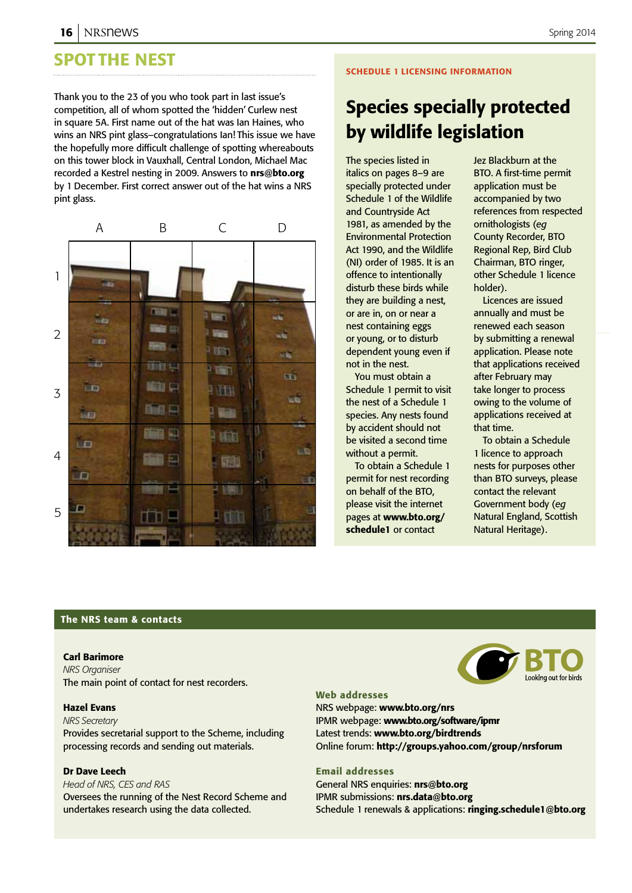## SPOT THE NEST

Thank you to the 23 of you who took part in last issue's competition, all of whom spotted the 'hidden' Curlew nest in square 5A. First name out of the hat was Ian Haines, who wins an NRS pint glass–congratulations Ian! This issue we have the hopefully more difficult challenge of spotting whereabouts on this tower block in Vauxhall, Central London, Michael Mac recorded a Kestrel nesting in 2009. Answers to **nrs@bto.org** by 1 December. First correct answer out of the hat wins a NRS pint glass.

A B C D

1
2
3
4
5

SCHEDULE 1 LICENSING INFORMATION

## Species specially protected by wildlife legislation

The species listed in italics on pages 8–9 are specially protected under Schedule 1 of the Wildlife and Countryside Act 1981, as amended by the Environmental Protection Act 1990, and the Wildlife (NI) order of 1985. It is an offence to intentionally disturb these birds while they are building a nest, or are in, on or near a nest containing eggs or young, or to disturb dependent young even if not in the nest.

You must obtain a Schedule 1 permit to visit the nest of a Schedule 1 species. Any nests found by accident should not be visited a second time without a permit.

To obtain a Schedule 1 permit for nest recording on behalf of the BTO, please visit the internet pages at **www.bto.org/schedule1** or contact Jez Blackburn at the BTO. A first-time permit application must be accompanied by two references from respected ornithologists (*eg* County Recorder, BTO Regional Rep, Bird Club Chairman, BTO ringer, other Schedule 1 licence holder).

Licences are issued annually and must be renewed each season by submitting a renewal application. Please note that applications received after February may take longer to process owing to the volume of applications received at that time.

To obtain a Schedule 1 licence to approach nests for purposes other than BTO surveys, please contact the relevant Government body (*eg* Natural England, Scottish Natural Heritage).

### The NRS team & contacts

**Carl Barimore**
*NRS Organiser*
The main point of contact for nest recorders.

**Hazel Evans**
*NRS Secretary*
Provides secretarial support to the Scheme, including processing records and sending out materials.

**Dr Dave Leech**
*Head of NRS, CES and RAS*
Oversees the running of the Nest Record Scheme and undertakes research using the data collected.

BTO Looking out for birds

**Web addresses**
NRS webpage: **www.bto.org/nrs**
IPMR webpage: **www.bto.org/software/ipmr**
Latest trends: **www.bto.org/birdtrends**
Online forum: **http://groups.yahoo.com/group/nrsforum**

**Email addresses**
General NRS enquiries: **nrs@bto.org**
IPMR submissions: **nrs.data@bto.org**
Schedule 1 renewals & applications: **ringing.schedule1@bto.org**